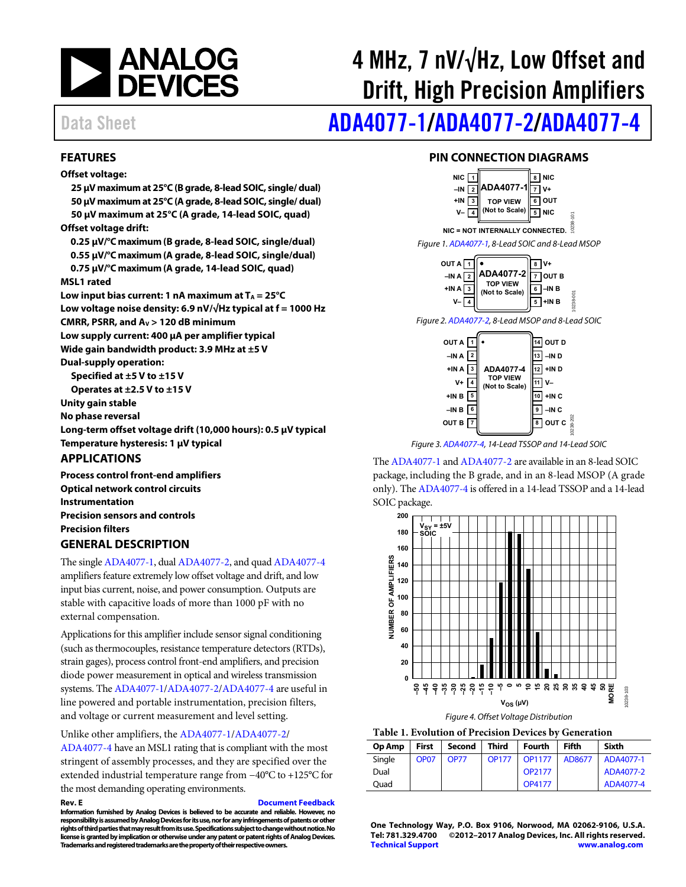# 4 MHz, 7 nV/√Hz, Low Offset and Drift, High Precision Amplifiers

Data Sheet

# ADA4077-1/ADA4077-2/ADA4077-4

## FEATURES

**Offset voltage:**
- **25 µV maximum at 25°C (B grade, 8-lead SOIC, single/dual)**
- **50 µV maximum at 25°C (A grade, 8-lead SOIC, single/dual)**
- **50 µV maximum at 25°C (A grade, 14-lead SOIC, quad)**

**Offset voltage drift:**
- **0.25 µV/°C maximum (B grade, 8-lead SOIC, single/dual)**
- **0.55 µV/°C maximum (A grade, 8-lead SOIC, single/dual)**
- **0.75 µV/°C maximum (A grade, 14-lead SOIC, quad)**

**MSL1 rated**

**Low input bias current: 1 nA maximum at $T_A$ = 25°C**

**Low voltage noise density: 6.9 nV/√Hz typical at f = 1000 Hz**

**CMRR, PSRR, and $A_V$ > 120 dB minimum**

**Low supply current: 400 µA per amplifier typical**

**Wide gain bandwidth product: 3.9 MHz at ±5 V**

**Dual-supply operation:**
- **Specified at ±5 V to ±15 V**
- **Operates at ±2.5 V to ±15 V**

**Unity gain stable**

**No phase reversal**

**Long-term offset voltage drift (10,000 hours): 0.5 µV typical**

**Temperature hysteresis: 1 µV typical**

## APPLICATIONS

**Process control front-end amplifiers**
**Optical network control circuits**
**Instrumentation**
**Precision sensors and controls**
**Precision filters**

## GENERAL DESCRIPTION

The single ADA4077-1, dual ADA4077-2, and quad ADA4077-4 amplifiers feature extremely low offset voltage and drift, and low input bias current, noise, and power consumption. Outputs are stable with capacitive loads of more than 1000 pF with no external compensation.

Applications for this amplifier include sensor signal conditioning (such as thermocouples, resistance temperature detectors (RTDs), strain gages), process control front-end amplifiers, and precision diode power measurement in optical and wireless transmission systems. The ADA4077-1/ADA4077-2/ADA4077-4 are useful in line powered and portable instrumentation, precision filters, and voltage or current measurement and level setting.

Unlike other amplifiers, the ADA4077-1/ADA4077-2/ADA4077-4 have an MSL1 rating that is compliant with the most stringent of assembly processes, and they are specified over the extended industrial temperature range from −40°C to +125°C for the most demanding operating environments.

## PIN CONNECTION DIAGRAMS

ADA4077-1 TOP VIEW (Not to Scale): 1 NIC, 2 –IN, 3 +IN, 4 V–, 5 NIC, 6 OUT, 7 V+, 8 NIC

NIC = NOT INTERNALLY CONNECTED.

*Figure 1. ADA4077-1, 8-Lead SOIC and 8-Lead MSOP*

ADA4077-2 TOP VIEW (Not to Scale): 1 OUT A, 2 –IN A, 3 +IN A, 4 V–, 5 +IN B, 6 –IN B, 7 OUT B, 8 V+

*Figure 2. ADA4077-2, 8-Lead MSOP and 8-Lead SOIC*

ADA4077-4 TOP VIEW (Not to Scale): 1 OUT A, 2 –IN A, 3 +IN A, 4 V+, 5 +IN B, 6 –IN B, 7 OUT B, 8 OUT C, 9 –IN C, 10 +IN C, 11 V–, 12 +IN D, 13 –IN D, 14 OUT D

*Figure 3. ADA4077-4, 14-Lead TSSOP and 14-Lead SOIC*

The ADA4077-1 and ADA4077-2 are available in an 8-lead SOIC package, including the B grade, and in an 8-lead MSOP (A grade only). The ADA4077-4 is offered in a 14-lead TSSOP and a 14-lead SOIC package.

*Figure 4. Offset Voltage Distribution*

**Table 1. Evolution of Precision Devices by Generation**

| Op Amp | First | Second | Third | Fourth | Fifth | Sixth |
|---|---|---|---|---|---|---|
| Single | OP07 | OP77 | OP177 | OP1177 | AD8677 | ADA4077-1 |
| Dual | | | | OP2177 | | ADA4077-2 |
| Quad | | | | OP4177 | | ADA4077-4 |

Rev. E

Document Feedback

Information furnished by Analog Devices is believed to be accurate and reliable. However, no responsibility is assumed by Analog Devices for its use, nor for any infringements of patents or other rights of third parties that may result from its use. Specifications subject to change without notice. No license is granted by implication or otherwise under any patent or patent rights of Analog Devices. Trademarks and registered trademarks are the property of their respective owners.

One Technology Way, P.O. Box 9106, Norwood, MA 02062-9106, U.S.A.
Tel: 781.329.4700 ©2012–2017 Analog Devices, Inc. All rights reserved.
Technical Support www.analog.com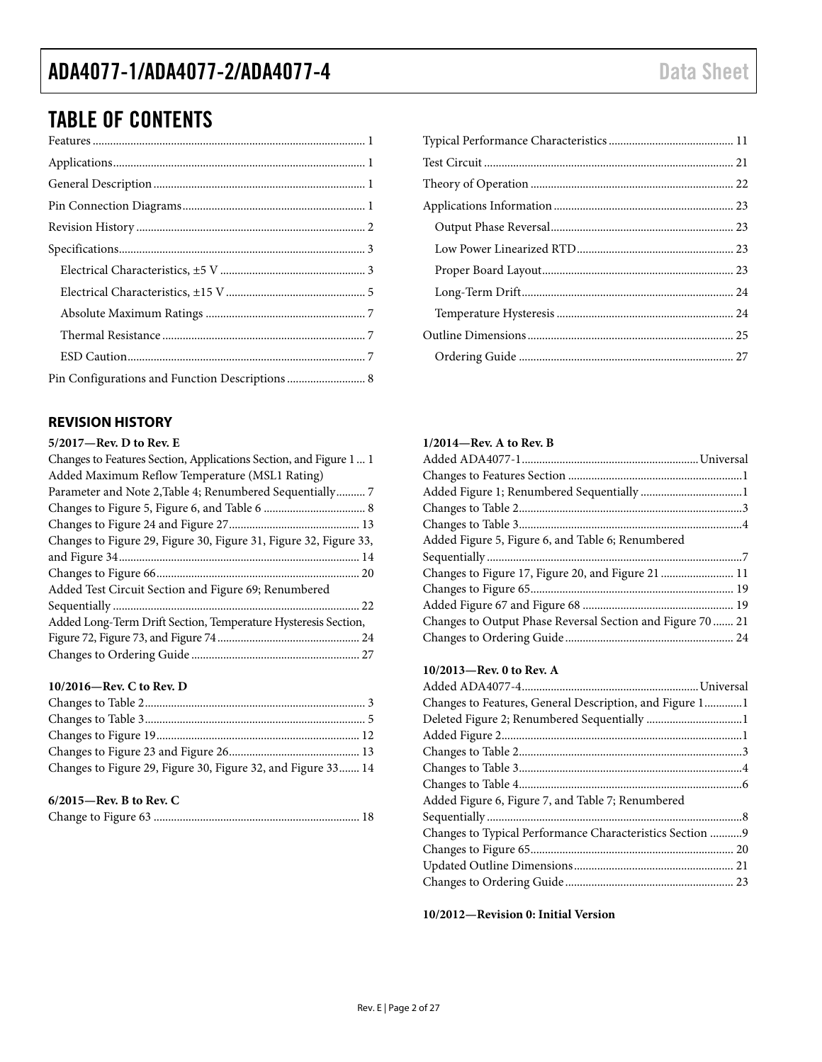## TABLE OF CONTENTS

Features ... 1
Applications ... 1
General Description ... 1
Pin Connection Diagrams ... 1
Revision History ... 2
Specifications ... 3
  Electrical Characteristics, ±5 V ... 3
  Electrical Characteristics, ±15 V ... 5
  Absolute Maximum Ratings ... 7
  Thermal Resistance ... 7
  ESD Caution ... 7
Pin Configurations and Function Descriptions ... 8
Typical Performance Characteristics ... 11
Test Circuit ... 21
Theory of Operation ... 22
Applications Information ... 23
  Output Phase Reversal ... 23
  Low Power Linearized RTD ... 23
  Proper Board Layout ... 23
  Long-Term Drift ... 24
  Temperature Hysteresis ... 24
Outline Dimensions ... 25
  Ordering Guide ... 27

### REVISION HISTORY

**5/2017—Rev. D to Rev. E**

Changes to Features Section, Applications Section, and Figure 1 ... 1
Added Maximum Reflow Temperature (MSL1 Rating) Parameter and Note 2,Table 4; Renumbered Sequentially ... 7
Changes to Figure 5, Figure 6, and Table 6 ... 8
Changes to Figure 24 and Figure 27 ... 13
Changes to Figure 29, Figure 30, Figure 31, Figure 32, Figure 33, and Figure 34 ... 14
Changes to Figure 66 ... 20
Added Test Circuit Section and Figure 69; Renumbered Sequentially ... 22
Added Long-Term Drift Section, Temperature Hysteresis Section, Figure 72, Figure 73, and Figure 74 ... 24
Changes to Ordering Guide ... 27

**10/2016—Rev. C to Rev. D**

Changes to Table 2 ... 3
Changes to Table 3 ... 5
Changes to Figure 19 ... 12
Changes to Figure 23 and Figure 26 ... 13
Changes to Figure 29, Figure 30, Figure 32, and Figure 33 ... 14

**6/2015—Rev. B to Rev. C**

Change to Figure 63 ... 18

**1/2014—Rev. A to Rev. B**

Added ADA4077-1 ... Universal
Changes to Features Section ... 1
Added Figure 1; Renumbered Sequentially ... 1
Changes to Table 2 ... 3
Changes to Table 3 ... 4
Added Figure 5, Figure 6, and Table 6; Renumbered Sequentially ... 7
Changes to Figure 17, Figure 20, and Figure 21 ... 11
Changes to Figure 65 ... 19
Added Figure 67 and Figure 68 ... 19
Changes to Output Phase Reversal Section and Figure 70 ... 21
Changes to Ordering Guide ... 24

**10/2013—Rev. 0 to Rev. A**

Added ADA4077-4 ... Universal
Changes to Features, General Description, and Figure 1 ... 1
Deleted Figure 2; Renumbered Sequentially ... 1
Added Figure 2 ... 1
Changes to Table 2 ... 3
Changes to Table 3 ... 4
Changes to Table 4 ... 6
Added Figure 6, Figure 7, and Table 7; Renumbered Sequentially ... 8
Changes to Typical Performance Characteristics Section ... 9
Changes to Figure 65 ... 20
Updated Outline Dimensions ... 21
Changes to Ordering Guide ... 23

**10/2012—Revision 0: Initial Version**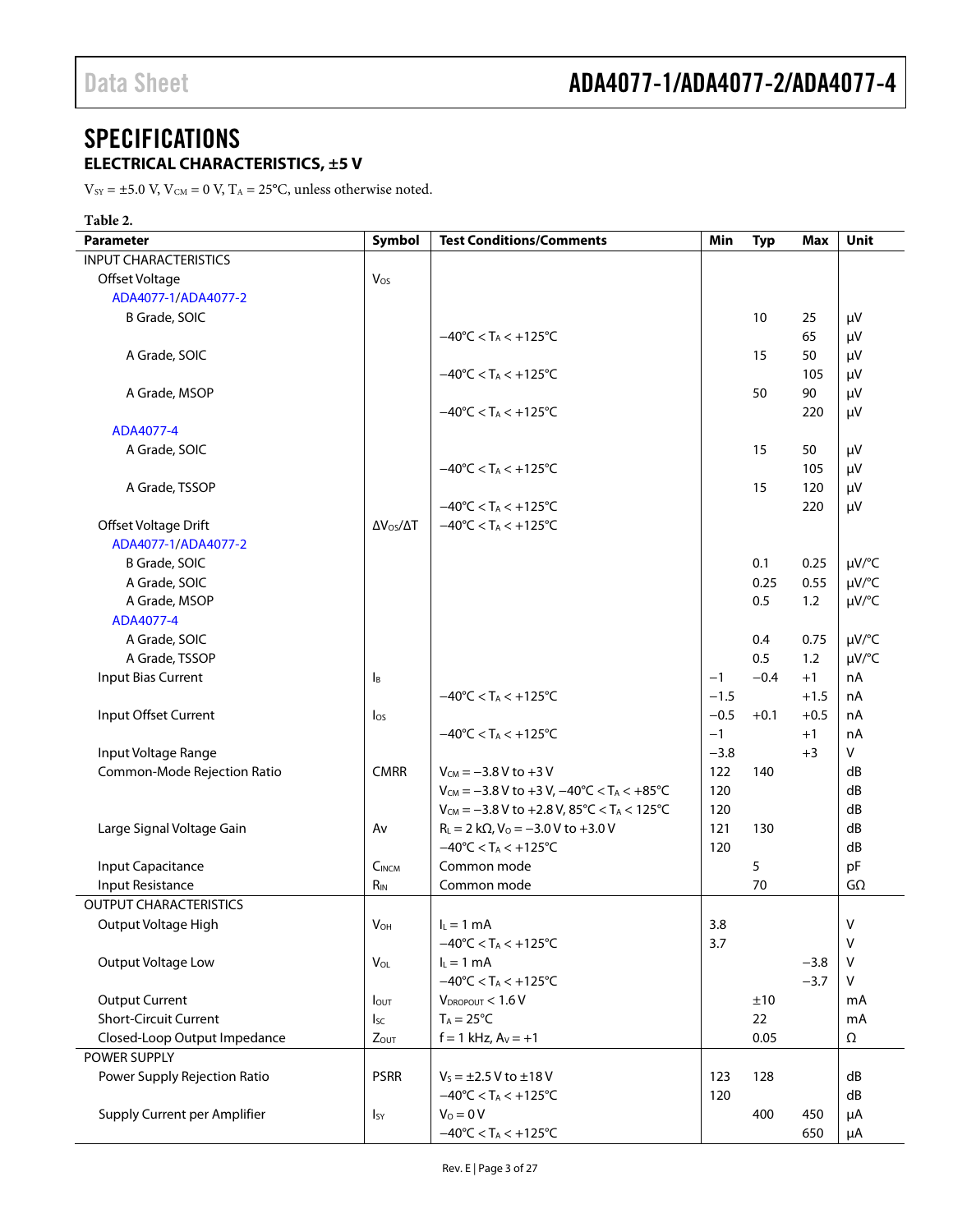# SPECIFICATIONS

## ELECTRICAL CHARACTERISTICS, ±5 V

$V_{SY}$ = ±5.0 V, $V_{CM}$ = 0 V, $T_A$ = 25°C, unless otherwise noted.

**Table 2.**

| Parameter | Symbol | Test Conditions/Comments | Min | Typ | Max | Unit |
|---|---|---|---|---|---|---|
| INPUT CHARACTERISTICS | | | | | | |
| Offset Voltage | $V_{OS}$ | | | | | |
| ADA4077-1/ADA4077-2 | | | | | | |
| B Grade, SOIC | | | | 10 | 25 | μV |
| | | −40°C < $T_A$ < +125°C | | | 65 | μV |
| A Grade, SOIC | | | | 15 | 50 | μV |
| | | −40°C < $T_A$ < +125°C | | | 105 | μV |
| A Grade, MSOP | | | | 50 | 90 | μV |
| | | −40°C < $T_A$ < +125°C | | | 220 | μV |
| ADA4077-4 | | | | | | |
| A Grade, SOIC | | | | 15 | 50 | μV |
| | | −40°C < $T_A$ < +125°C | | | 105 | μV |
| A Grade, TSSOP | | | | 15 | 120 | μV |
| | | −40°C < $T_A$ < +125°C | | | 220 | μV |
| Offset Voltage Drift | $\Delta V_{OS}/\Delta T$ | −40°C < $T_A$ < +125°C | | | | |
| ADA4077-1/ADA4077-2 | | | | | | |
| B Grade, SOIC | | | | 0.1 | 0.25 | μV/°C |
| A Grade, SOIC | | | | 0.25 | 0.55 | μV/°C |
| A Grade, MSOP | | | | 0.5 | 1.2 | μV/°C |
| ADA4077-4 | | | | | | |
| A Grade, SOIC | | | | 0.4 | 0.75 | μV/°C |
| A Grade, TSSOP | | | | 0.5 | 1.2 | μV/°C |
| Input Bias Current | $I_B$ | | −1 | −0.4 | +1 | nA |
| | | −40°C < $T_A$ < +125°C | −1.5 | | +1.5 | nA |
| Input Offset Current | $I_{OS}$ | | −0.5 | +0.1 | +0.5 | nA |
| | | −40°C < $T_A$ < +125°C | −1 | | +1 | nA |
| Input Voltage Range | | | −3.8 | | +3 | V |
| Common-Mode Rejection Ratio | CMRR | $V_{CM}$ = −3.8 V to +3 V | 122 | 140 | | dB |
| | | $V_{CM}$ = −3.8 V to +3 V, −40°C < $T_A$ < +85°C | 120 | | | dB |
| | | $V_{CM}$ = −3.8 V to +2.8 V, 85°C < $T_A$ < 125°C | 120 | | | dB |
| Large Signal Voltage Gain | Av | $R_L$ = 2 kΩ, $V_O$ = −3.0 V to +3.0 V | 121 | 130 | | dB |
| | | −40°C < $T_A$ < +125°C | 120 | | | dB |
| Input Capacitance | $C_{INCM}$ | Common mode | | 5 | | pF |
| Input Resistance | $R_{IN}$ | Common mode | | 70 | | GΩ |
| OUTPUT CHARACTERISTICS | | | | | | |
| Output Voltage High | $V_{OH}$ | $I_L$ = 1 mA | 3.8 | | | V |
| | | −40°C < $T_A$ < +125°C | 3.7 | | | V |
| Output Voltage Low | $V_{OL}$ | $I_L$ = 1 mA | | | −3.8 | V |
| | | −40°C < $T_A$ < +125°C | | | −3.7 | V |
| Output Current | $I_{OUT}$ | $V_{DROPOUT}$ < 1.6 V | | ±10 | | mA |
| Short-Circuit Current | $I_{SC}$ | $T_A$ = 25°C | | 22 | | mA |
| Closed-Loop Output Impedance | $Z_{OUT}$ | f = 1 kHz, $A_V$ = +1 | | 0.05 | | Ω |
| POWER SUPPLY | | | | | | |
| Power Supply Rejection Ratio | PSRR | $V_S$ = ±2.5 V to ±18 V | 123 | 128 | | dB |
| | | −40°C < $T_A$ < +125°C | 120 | | | dB |
| Supply Current per Amplifier | $I_{SY}$ | $V_O$ = 0 V | | 400 | 450 | μA |
| | | −40°C < $T_A$ < +125°C | | | 650 | μA |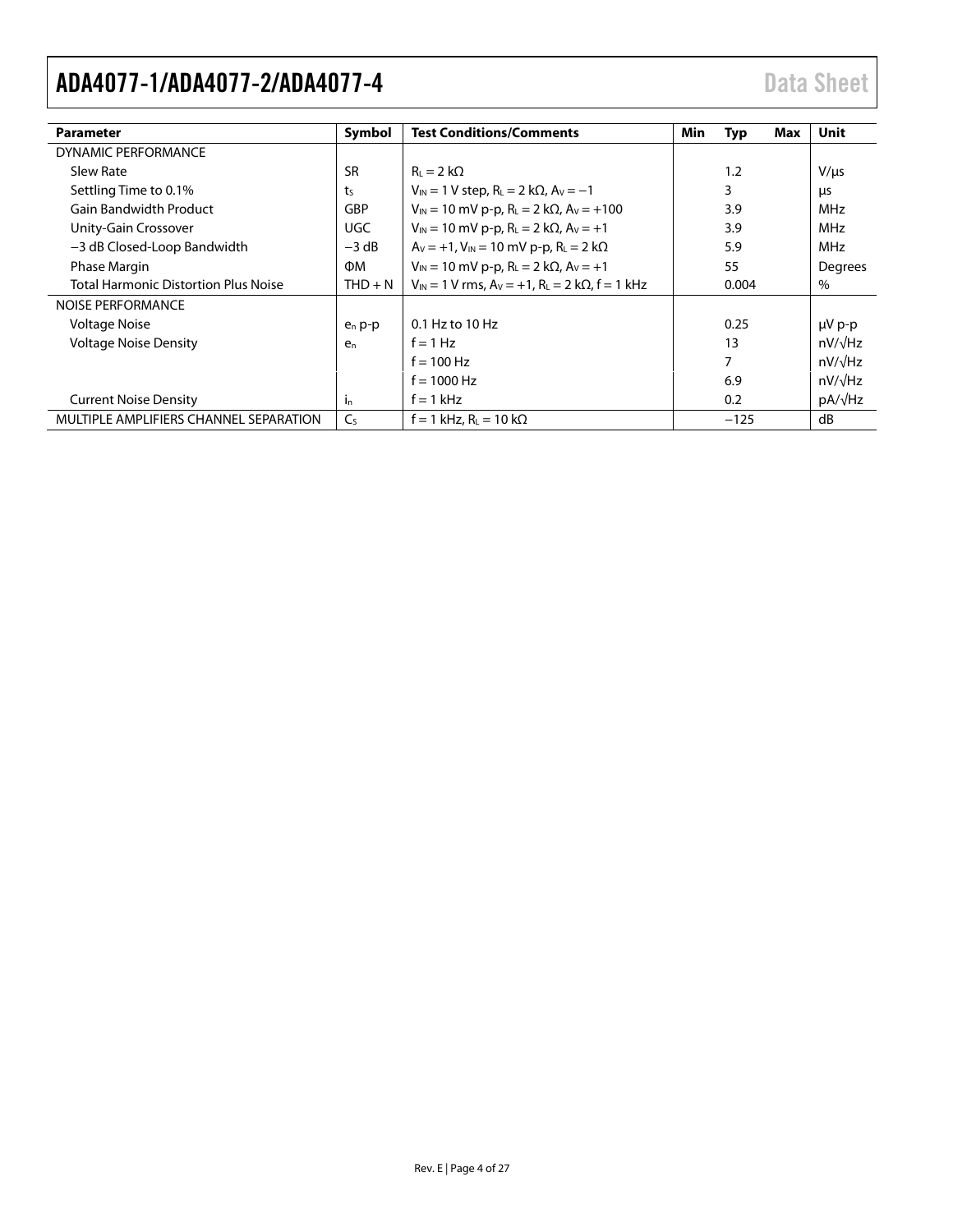| Parameter | Symbol | Test Conditions/Comments | Min | Typ | Max | Unit |
|---|---|---|---|---|---|---|
| DYNAMIC PERFORMANCE | | | | | | |
| Slew Rate | SR | $R_L = 2\ k\Omega$ | | 1.2 | | V/μs |
| Settling Time to 0.1% | $t_S$ | $V_{IN} = 1$ V step, $R_L = 2\ k\Omega$, $A_V = -1$ | | 3 | | μs |
| Gain Bandwidth Product | GBP | $V_{IN} = 10$ mV p-p, $R_L = 2\ k\Omega$, $A_V = +100$ | | 3.9 | | MHz |
| Unity-Gain Crossover | UGC | $V_{IN} = 10$ mV p-p, $R_L = 2\ k\Omega$, $A_V = +1$ | | 3.9 | | MHz |
| −3 dB Closed-Loop Bandwidth | −3 dB | $A_V = +1$, $V_{IN} = 10$ mV p-p, $R_L = 2\ k\Omega$ | | 5.9 | | MHz |
| Phase Margin | ΦM | $V_{IN} = 10$ mV p-p, $R_L = 2\ k\Omega$, $A_V = +1$ | | 55 | | Degrees |
| Total Harmonic Distortion Plus Noise | THD + N | $V_{IN} = 1$ V rms, $A_V = +1$, $R_L = 2\ k\Omega$, f = 1 kHz | | 0.004 | | % |
| NOISE PERFORMANCE | | | | | | |
| Voltage Noise | $e_n$ p-p | 0.1 Hz to 10 Hz | | 0.25 | | μV p-p |
| Voltage Noise Density | $e_n$ | f = 1 Hz | | 13 | | nV/√Hz |
| | | f = 100 Hz | | 7 | | nV/√Hz |
| | | f = 1000 Hz | | 6.9 | | nV/√Hz |
| Current Noise Density | $i_n$ | f = 1 kHz | | 0.2 | | pA/√Hz |
| MULTIPLE AMPLIFIERS CHANNEL SEPARATION | $C_S$ | f = 1 kHz, $R_L = 10\ k\Omega$ | | −125 | | dB |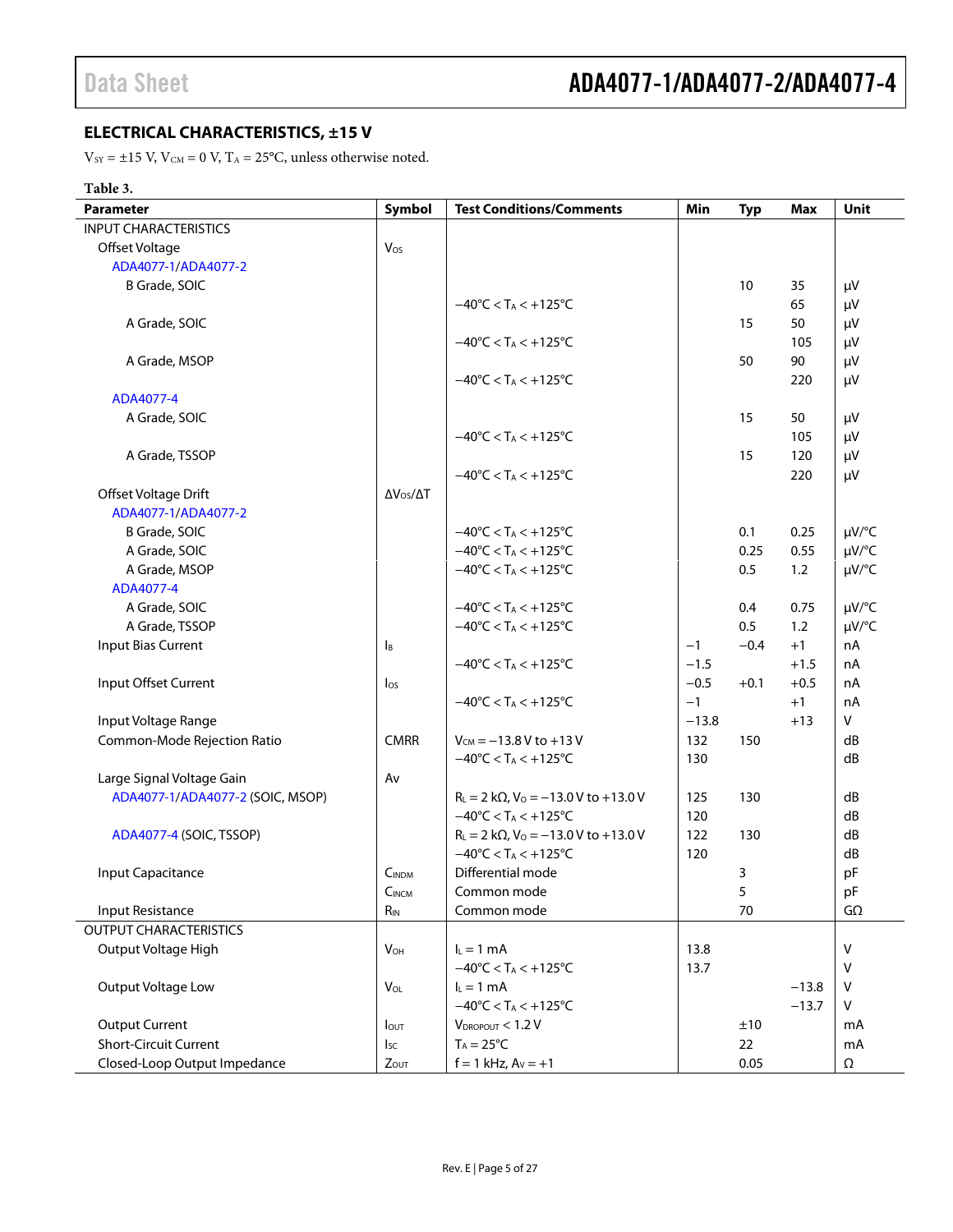## ELECTRICAL CHARACTERISTICS, ±15 V

$V_{SY}$ = ±15 V, $V_{CM}$ = 0 V, $T_A$ = 25°C, unless otherwise noted.

**Table 3.**

| Parameter | Symbol | Test Conditions/Comments | Min | Typ | Max | Unit |
|---|---|---|---|---|---|---|
| INPUT CHARACTERISTICS | | | | | | |
| Offset Voltage | $V_{OS}$ | | | | | |
| ADA4077-1/ADA4077-2 | | | | | | |
| B Grade, SOIC | | | | 10 | 35 | µV |
| | | −40°C < $T_A$ < +125°C | | | 65 | µV |
| A Grade, SOIC | | | | 15 | 50 | µV |
| | | −40°C < $T_A$ < +125°C | | | 105 | µV |
| A Grade, MSOP | | | | 50 | 90 | µV |
| | | −40°C < $T_A$ < +125°C | | | 220 | µV |
| ADA4077-4 | | | | | | |
| A Grade, SOIC | | | | 15 | 50 | µV |
| | | −40°C < $T_A$ < +125°C | | | 105 | µV |
| A Grade, TSSOP | | | | 15 | 120 | µV |
| | | −40°C < $T_A$ < +125°C | | | 220 | µV |
| Offset Voltage Drift | $\Delta V_{OS}/\Delta T$ | | | | | |
| ADA4077-1/ADA4077-2 | | | | | | |
| B Grade, SOIC | | −40°C < $T_A$ < +125°C | | 0.1 | 0.25 | µV/°C |
| A Grade, SOIC | | −40°C < $T_A$ < +125°C | | 0.25 | 0.55 | µV/°C |
| A Grade, MSOP | | −40°C < $T_A$ < +125°C | | 0.5 | 1.2 | µV/°C |
| ADA4077-4 | | | | | | |
| A Grade, SOIC | | −40°C < $T_A$ < +125°C | | 0.4 | 0.75 | µV/°C |
| A Grade, TSSOP | | −40°C < $T_A$ < +125°C | | 0.5 | 1.2 | µV/°C |
| Input Bias Current | $I_B$ | | −1 | −0.4 | +1 | nA |
| | | −40°C < $T_A$ < +125°C | −1.5 | | +1.5 | nA |
| Input Offset Current | $I_{OS}$ | | −0.5 | +0.1 | +0.5 | nA |
| | | −40°C < $T_A$ < +125°C | −1 | | +1 | nA |
| Input Voltage Range | | | −13.8 | | +13 | V |
| Common-Mode Rejection Ratio | CMRR | $V_{CM}$ = −13.8 V to +13 V | 132 | 150 | | dB |
| | | −40°C < $T_A$ < +125°C | 130 | | | dB |
| Large Signal Voltage Gain | $A_V$ | | | | | |
| ADA4077-1/ADA4077-2 (SOIC, MSOP) | | $R_L$ = 2 kΩ, $V_O$ = −13.0 V to +13.0 V | 125 | 130 | | dB |
| | | −40°C < $T_A$ < +125°C | 120 | | | dB |
| ADA4077-4 (SOIC, TSSOP) | | $R_L$ = 2 kΩ, $V_O$ = −13.0 V to +13.0 V | 122 | 130 | | dB |
| | | −40°C < $T_A$ < +125°C | 120 | | | dB |
| Input Capacitance | $C_{INDM}$ | Differential mode | | 3 | | pF |
| | $C_{INCM}$ | Common mode | | 5 | | pF |
| Input Resistance | $R_{IN}$ | Common mode | | 70 | | GΩ |
| OUTPUT CHARACTERISTICS | | | | | | |
| Output Voltage High | $V_{OH}$ | $I_L$ = 1 mA | 13.8 | | | V |
| | | −40°C < $T_A$ < +125°C | 13.7 | | | V |
| Output Voltage Low | $V_{OL}$ | $I_L$ = 1 mA | | | −13.8 | V |
| | | −40°C < $T_A$ < +125°C | | | −13.7 | V |
| Output Current | $I_{OUT}$ | $V_{DROPOUT}$ < 1.2 V | | ±10 | | mA |
| Short-Circuit Current | $I_{SC}$ | $T_A$ = 25°C | | 22 | | mA |
| Closed-Loop Output Impedance | $Z_{OUT}$ | f = 1 kHz, $A_V$ = +1 | | 0.05 | | Ω |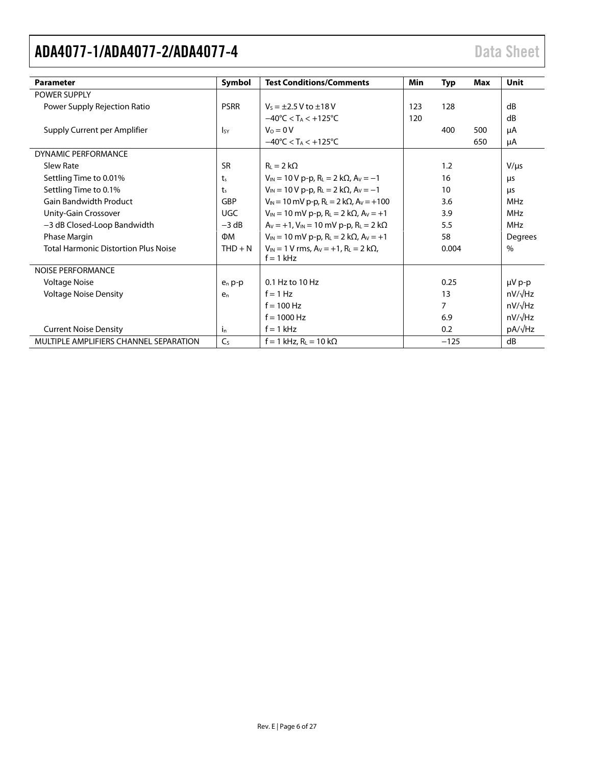| Parameter | Symbol | Test Conditions/Comments | Min | Typ | Max | Unit |
|---|---|---|---|---|---|---|
| POWER SUPPLY | | | | | | |
| Power Supply Rejection Ratio | PSRR | $V_S = \pm 2.5$ V to $\pm 18$ V | 123 | 128 | | dB |
| | | $-40°C < T_A < +125°C$ | 120 | | | dB |
| Supply Current per Amplifier | $I_{SY}$ | $V_O = 0$ V | | 400 | 500 | μA |
| | | $-40°C < T_A < +125°C$ | | | 650 | μA |
| DYNAMIC PERFORMANCE | | | | | | |
| Slew Rate | SR | $R_L = 2$ kΩ | | 1.2 | | V/μs |
| Settling Time to 0.01% | $t_s$ | $V_{IN} = 10$ V p-p, $R_L = 2$ kΩ, $A_V = -1$ | | 16 | | μs |
| Settling Time to 0.1% | $t_s$ | $V_{IN} = 10$ V p-p, $R_L = 2$ kΩ, $A_V = -1$ | | 10 | | μs |
| Gain Bandwidth Product | GBP | $V_{IN} = 10$ mV p-p, $R_L = 2$ kΩ, $A_V = +100$ | | 3.6 | | MHz |
| Unity-Gain Crossover | UGC | $V_{IN} = 10$ mV p-p, $R_L = 2$ kΩ, $A_V = +1$ | | 3.9 | | MHz |
| −3 dB Closed-Loop Bandwidth | −3 dB | $A_V = +1$, $V_{IN} = 10$ mV p-p, $R_L = 2$ kΩ | | 5.5 | | MHz |
| Phase Margin | ΦM | $V_{IN} = 10$ mV p-p, $R_L = 2$ kΩ, $A_V = +1$ | | 58 | | Degrees |
| Total Harmonic Distortion Plus Noise | THD + N | $V_{IN} = 1$ V rms, $A_V = +1$, $R_L = 2$ kΩ, f = 1 kHz | | 0.004 | | % |
| NOISE PERFORMANCE | | | | | | |
| Voltage Noise | $e_n$ p-p | 0.1 Hz to 10 Hz | | 0.25 | | μV p-p |
| Voltage Noise Density | $e_n$ | f = 1 Hz | | 13 | | nV/√Hz |
| | | f = 100 Hz | | 7 | | nV/√Hz |
| | | f = 1000 Hz | | 6.9 | | nV/√Hz |
| Current Noise Density | $i_n$ | f = 1 kHz | | 0.2 | | pA/√Hz |
| MULTIPLE AMPLIFIERS CHANNEL SEPARATION | $C_S$ | f = 1 kHz, $R_L = 10$ kΩ | | −125 | | dB |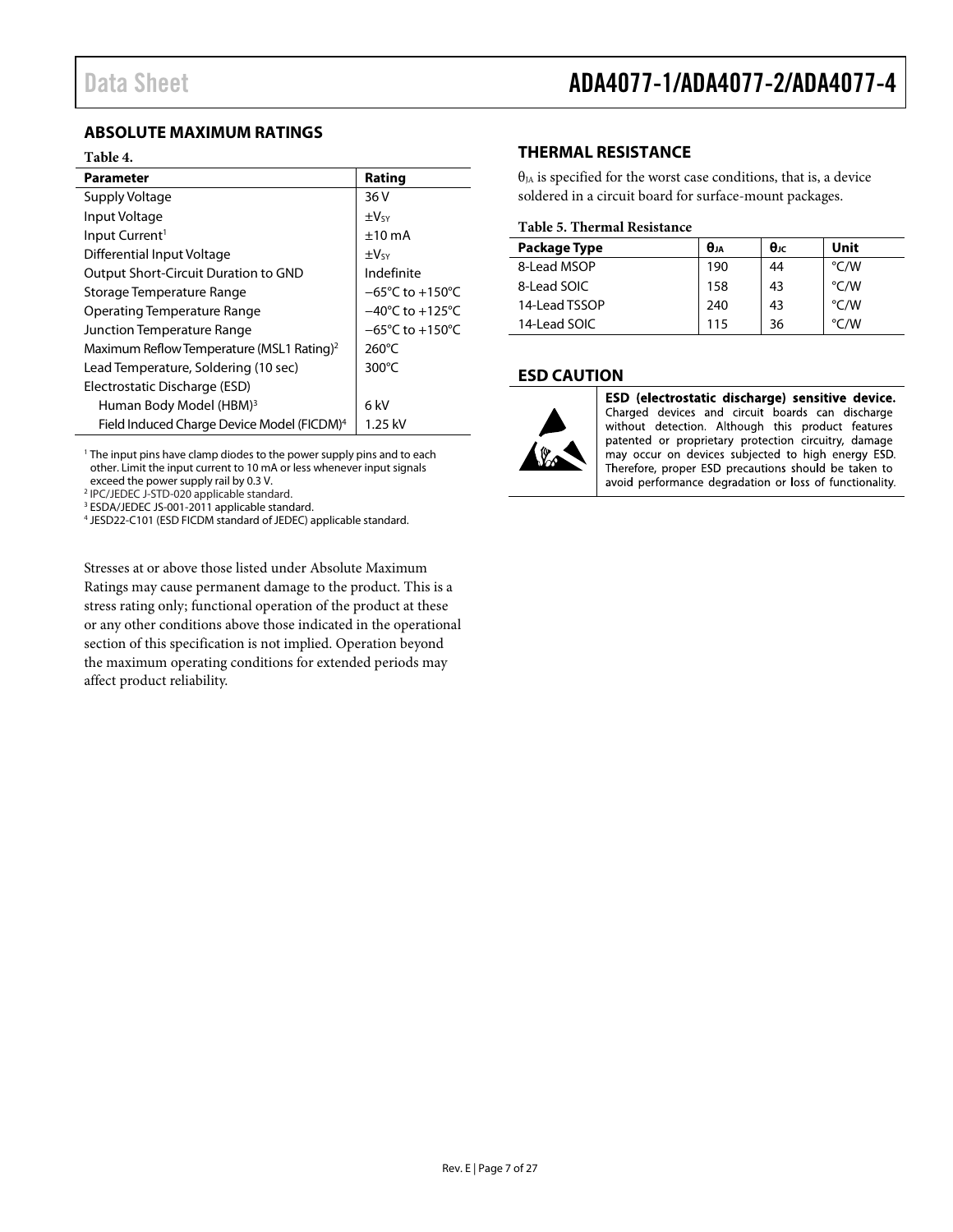## ABSOLUTE MAXIMUM RATINGS

**Table 4.**

| Parameter | Rating |
|---|---|
| Supply Voltage | 36 V |
| Input Voltage | $\pm V_{SY}$ |
| Input Current[1] | ±10 mA |
| Differential Input Voltage | $\pm V_{SY}$ |
| Output Short-Circuit Duration to GND | Indefinite |
| Storage Temperature Range | −65°C to +150°C |
| Operating Temperature Range | −40°C to +125°C |
| Junction Temperature Range | −65°C to +150°C |
| Maximum Reflow Temperature (MSL1 Rating)[2] | 260°C |
| Lead Temperature, Soldering (10 sec) | 300°C |
| Electrostatic Discharge (ESD) | |
| Human Body Model (HBM)[3] | 6 kV |
| Field Induced Charge Device Model (FICDM)[4] | 1.25 kV |

[1] The input pins have clamp diodes to the power supply pins and to each other. Limit the input current to 10 mA or less whenever input signals exceed the power supply rail by 0.3 V.

[2] IPC/JEDEC J-STD-020 applicable standard.

[3] ESDA/JEDEC JS-001-2011 applicable standard.

[4] JESD22-C101 (ESD FICDM standard of JEDEC) applicable standard.

Stresses at or above those listed under Absolute Maximum Ratings may cause permanent damage to the product. This is a stress rating only; functional operation of the product at these or any other conditions above those indicated in the operational section of this specification is not implied. Operation beyond the maximum operating conditions for extended periods may affect product reliability.

## THERMAL RESISTANCE

$\theta_{JA}$ is specified for the worst case conditions, that is, a device soldered in a circuit board for surface-mount packages.

**Table 5. Thermal Resistance**

| Package Type | $\theta_{JA}$ | $\theta_{JC}$ | Unit |
|---|---|---|---|
| 8-Lead MSOP | 190 | 44 | °C/W |
| 8-Lead SOIC | 158 | 43 | °C/W |
| 14-Lead TSSOP | 240 | 43 | °C/W |
| 14-Lead SOIC | 115 | 36 | °C/W |

## ESD CAUTION

**ESD (electrostatic discharge) sensitive device.** Charged devices and circuit boards can discharge without detection. Although this product features patented or proprietary protection circuitry, damage may occur on devices subjected to high energy ESD. Therefore, proper ESD precautions should be taken to avoid performance degradation or loss of functionality.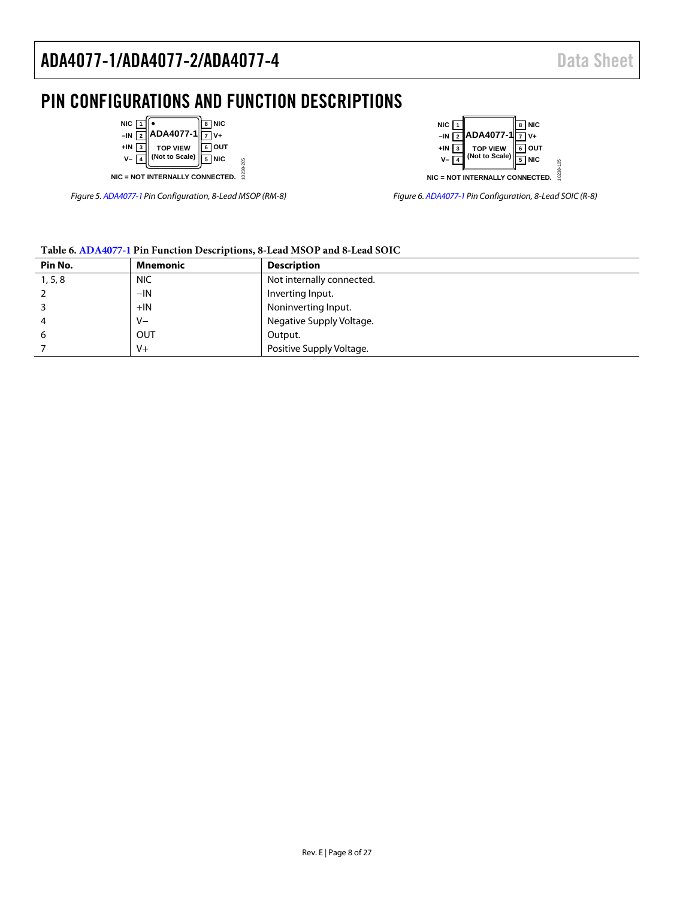# PIN CONFIGURATIONS AND FUNCTION DESCRIPTIONS

*Figure 5. ADA4077-1 Pin Configuration, 8-Lead MSOP (RM-8)*

*Figure 6. ADA4077-1 Pin Configuration, 8-Lead SOIC (R-8)*

**Table 6. ADA4077-1 Pin Function Descriptions, 8-Lead MSOP and 8-Lead SOIC**

| Pin No. | Mnemonic | Description |
|---|---|---|
| 1, 5, 8 | NIC | Not internally connected. |
| 2 | −IN | Inverting Input. |
| 3 | +IN | Noninverting Input. |
| 4 | V− | Negative Supply Voltage. |
| 6 | OUT | Output. |
| 7 | V+ | Positive Supply Voltage. |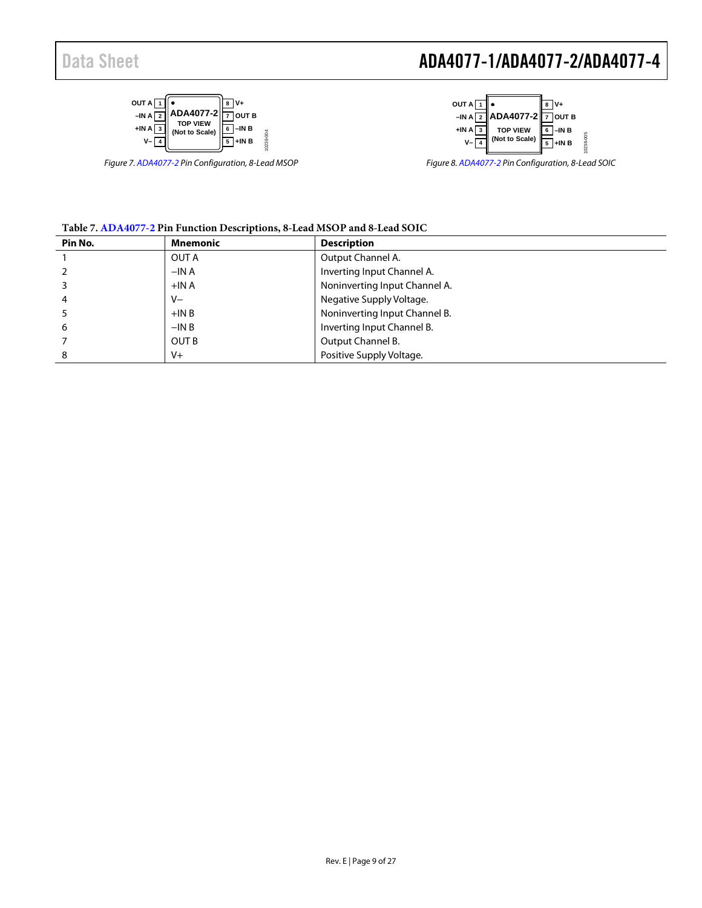Figure 7. ADA4077-2 Pin Configuration, 8-Lead MSOP

Figure 8. ADA4077-2 Pin Configuration, 8-Lead SOIC

**Table 7. ADA4077-2 Pin Function Descriptions, 8-Lead MSOP and 8-Lead SOIC**

| Pin No. | Mnemonic | Description |
|---|---|---|
| 1 | OUT A | Output Channel A. |
| 2 | −IN A | Inverting Input Channel A. |
| 3 | +IN A | Noninverting Input Channel A. |
| 4 | V− | Negative Supply Voltage. |
| 5 | +IN B | Noninverting Input Channel B. |
| 6 | −IN B | Inverting Input Channel B. |
| 7 | OUT B | Output Channel B. |
| 8 | V+ | Positive Supply Voltage. |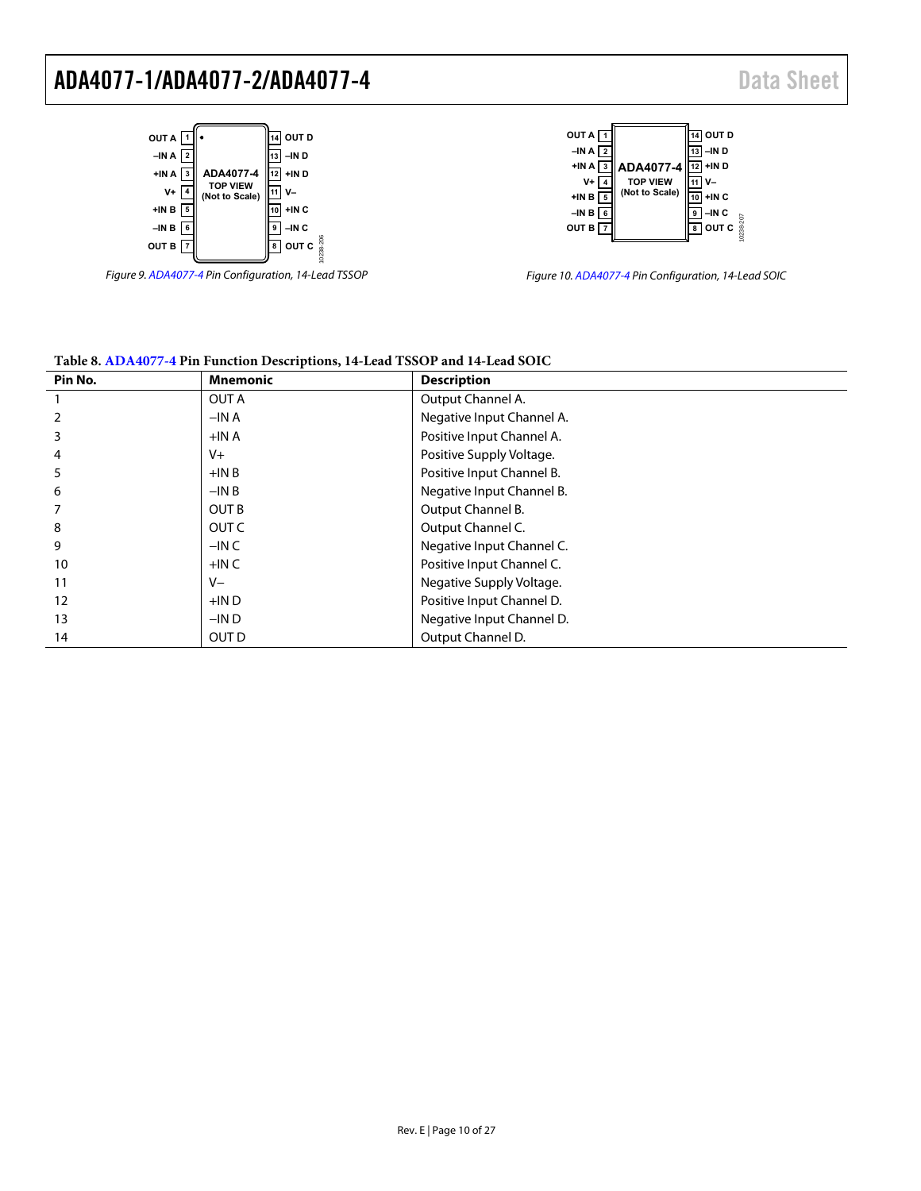Figure 9. ADA4077-4 Pin Configuration, 14-Lead TSSOP

Figure 10. ADA4077-4 Pin Configuration, 14-Lead SOIC

**Table 8. ADA4077-4 Pin Function Descriptions, 14-Lead TSSOP and 14-Lead SOIC**

| Pin No. | Mnemonic | Description |
|---|---|---|
| 1 | OUT A | Output Channel A. |
| 2 | −IN A | Negative Input Channel A. |
| 3 | +IN A | Positive Input Channel A. |
| 4 | V+ | Positive Supply Voltage. |
| 5 | +IN B | Positive Input Channel B. |
| 6 | −IN B | Negative Input Channel B. |
| 7 | OUT B | Output Channel B. |
| 8 | OUT C | Output Channel C. |
| 9 | −IN C | Negative Input Channel C. |
| 10 | +IN C | Positive Input Channel C. |
| 11 | V− | Negative Supply Voltage. |
| 12 | +IN D | Positive Input Channel D. |
| 13 | −IN D | Negative Input Channel D. |
| 14 | OUT D | Output Channel D. |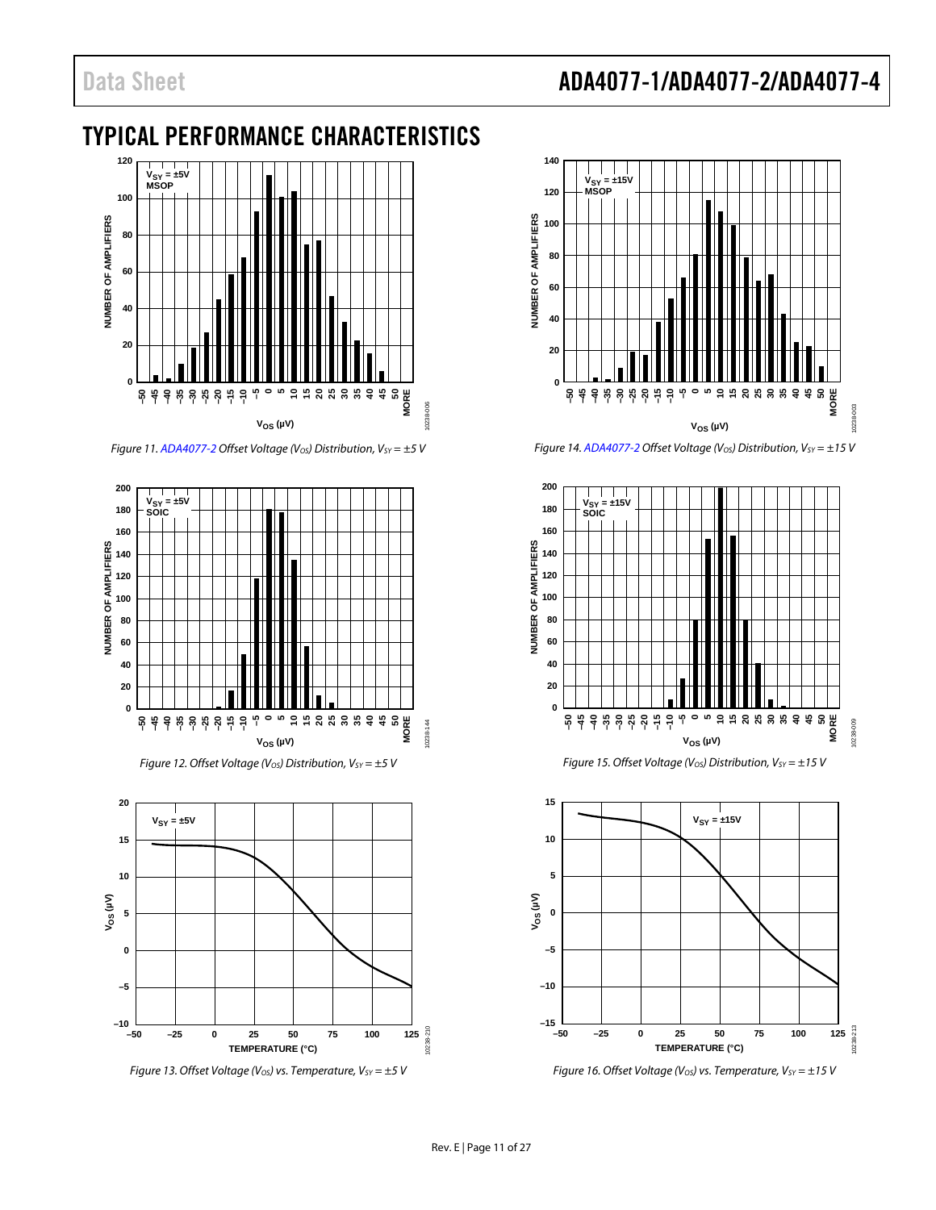## TYPICAL PERFORMANCE CHARACTERISTICS

*Figure 11. ADA4077-2 Offset Voltage ($V_{OS}$) Distribution, $V_{SY}$ = ±5 V*

*Figure 12. Offset Voltage ($V_{OS}$) Distribution, $V_{SY}$ = ±5 V*

*Figure 13. Offset Voltage ($V_{OS}$) vs. Temperature, $V_{SY}$ = ±5 V*

*Figure 14. ADA4077-2 Offset Voltage ($V_{OS}$) Distribution, $V_{SY}$ = ±15 V*

*Figure 15. Offset Voltage ($V_{OS}$) Distribution, $V_{SY}$ = ±15 V*

*Figure 16. Offset Voltage ($V_{OS}$) vs. Temperature, $V_{SY}$ = ±15 V*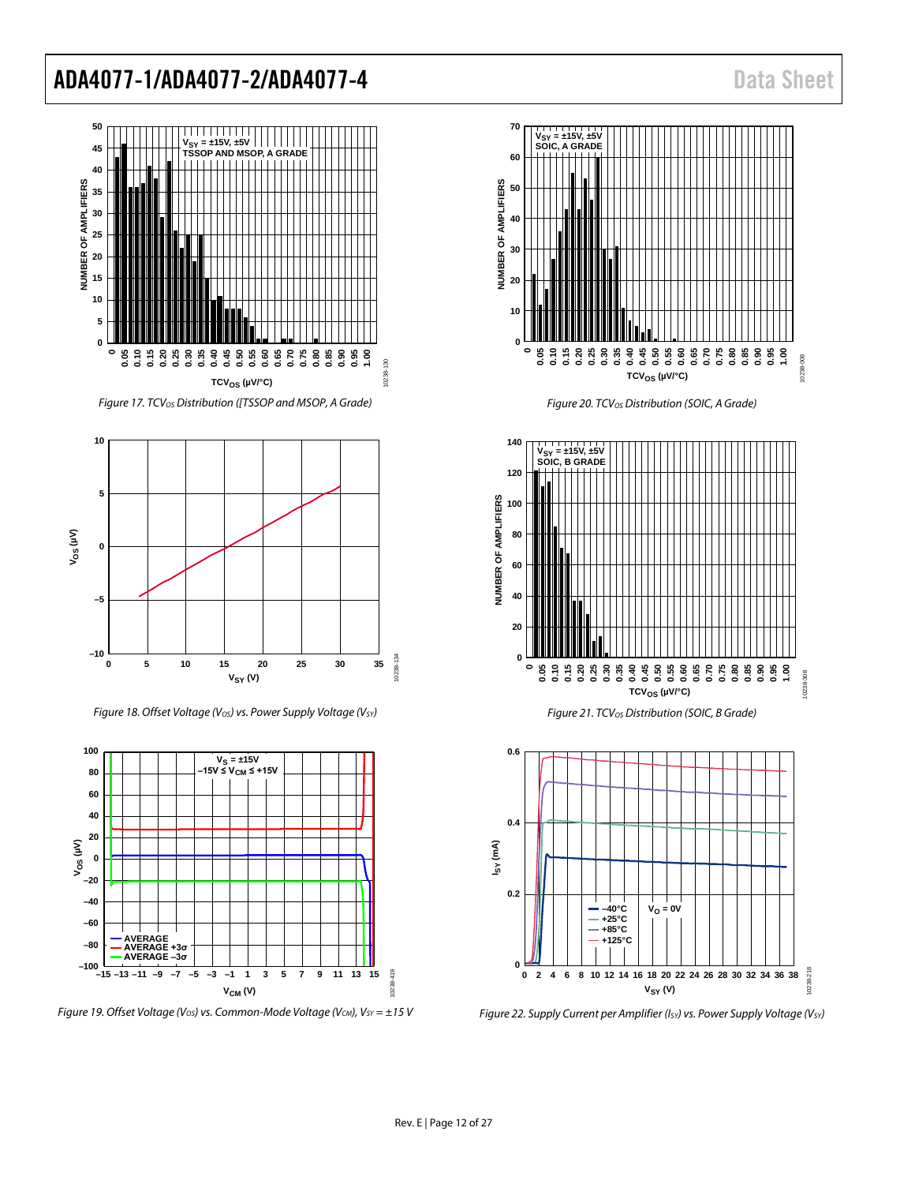Figure 17. $TCV_{OS}$ Distribution ([TSSOP and MSOP, A Grade)

Figure 18. Offset Voltage ($V_{OS}$) vs. Power Supply Voltage ($V_{SY}$)

Figure 19. Offset Voltage ($V_{OS}$) vs. Common-Mode Voltage ($V_{CM}$), $V_{SY}$ = ±15 V

Figure 20. $TCV_{OS}$ Distribution (SOIC, A Grade)

Figure 21. $TCV_{OS}$ Distribution (SOIC, B Grade)

Figure 22. Supply Current per Amplifier ($I_{SY}$) vs. Power Supply Voltage ($V_{SY}$)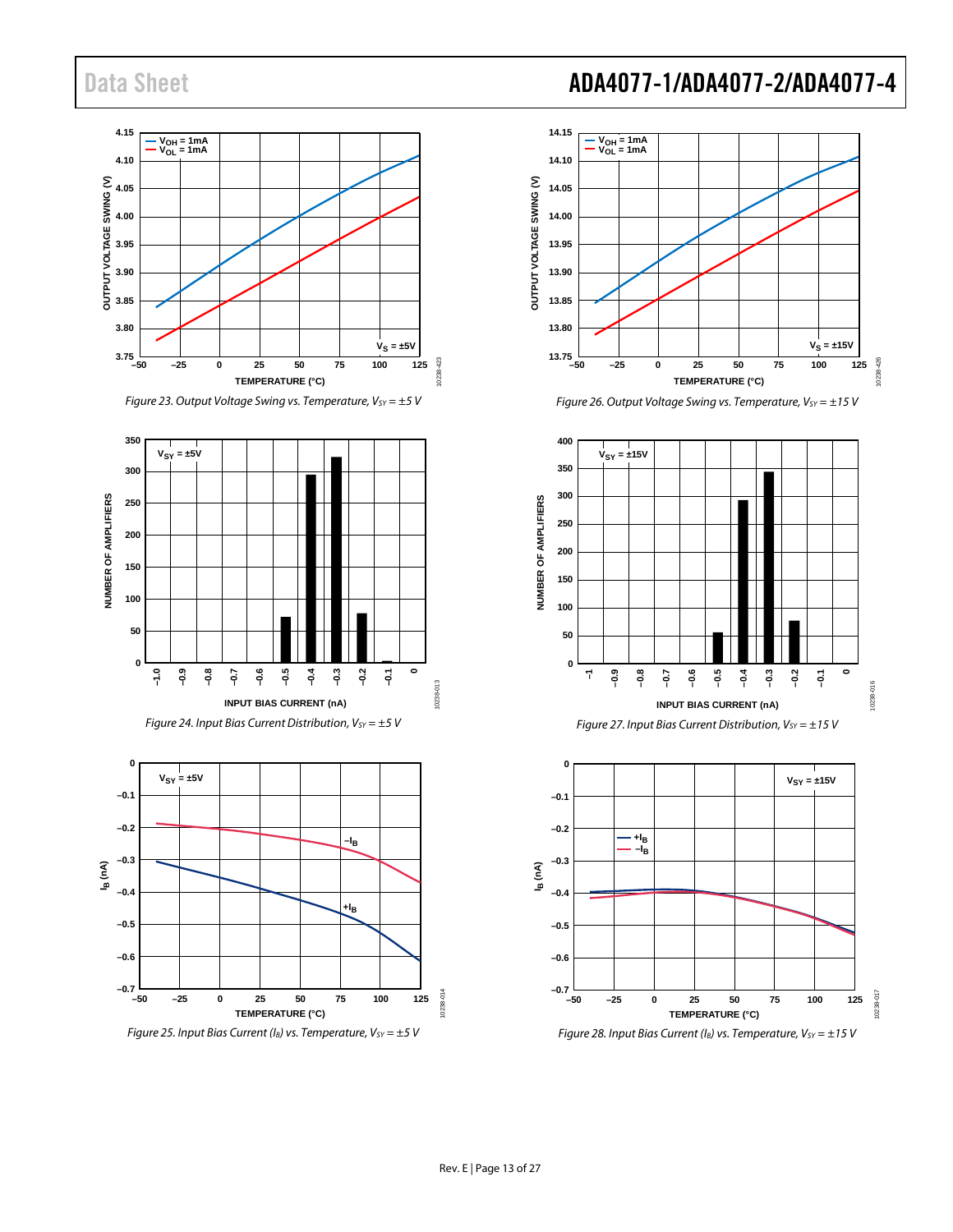Figure 23. Output Voltage Swing vs. Temperature, $V_{SY}$ = ±5 V

Figure 24. Input Bias Current Distribution, $V_{SY}$ = ±5 V

Figure 25. Input Bias Current ($I_B$) vs. Temperature, $V_{SY}$ = ±5 V

Figure 26. Output Voltage Swing vs. Temperature, $V_{SY}$ = ±15 V

Figure 27. Input Bias Current Distribution, $V_{SY}$ = ±15 V

Figure 28. Input Bias Current ($I_B$) vs. Temperature, $V_{SY}$ = ±15 V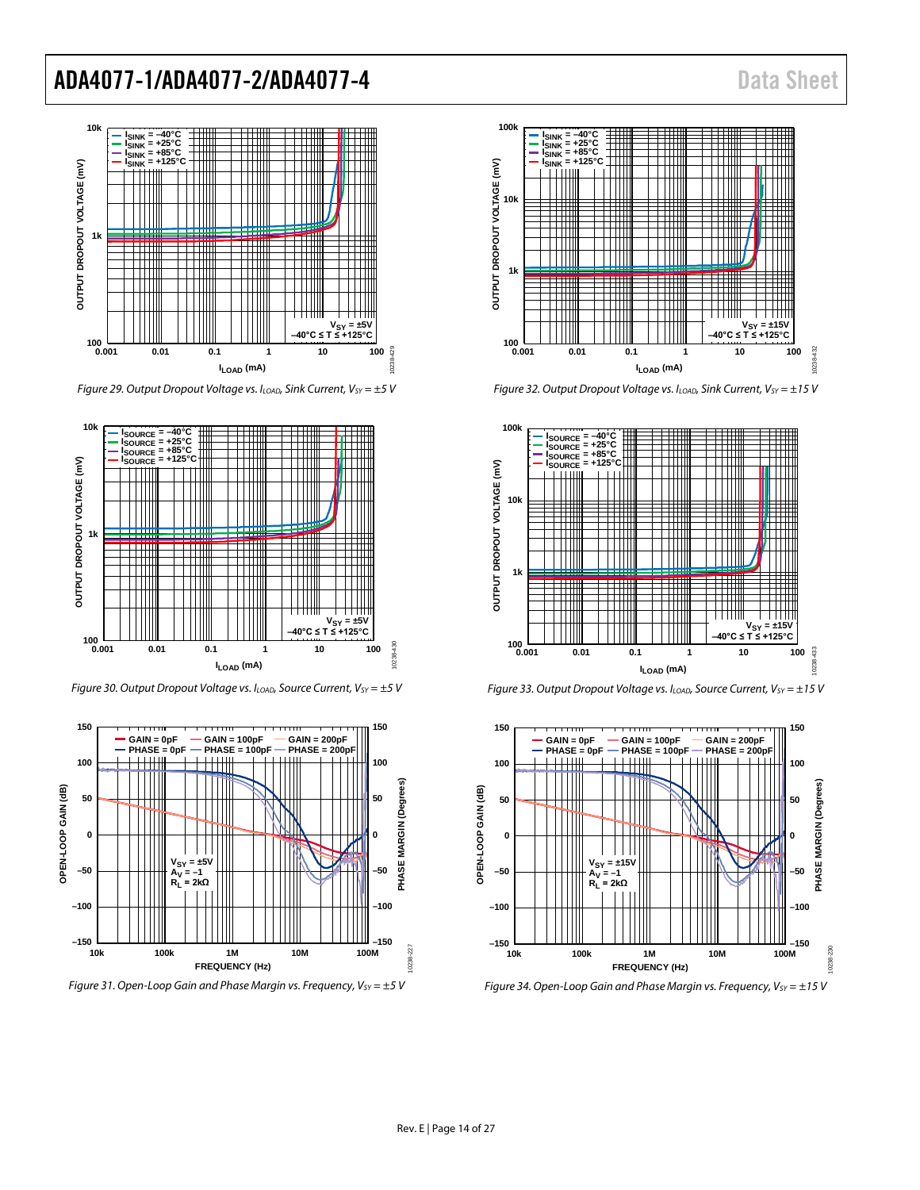Figure 29. Output Dropout Voltage vs. $I_{LOAD}$, Sink Current, $V_{SY}$ = ±5 V

Figure 30. Output Dropout Voltage vs. $I_{LOAD}$, Source Current, $V_{SY}$ = ±5 V

Figure 31. Open-Loop Gain and Phase Margin vs. Frequency, $V_{SY}$ = ±5 V

Figure 32. Output Dropout Voltage vs. $I_{LOAD}$, Sink Current, $V_{SY}$ = ±15 V

Figure 33. Output Dropout Voltage vs. $I_{LOAD}$, Source Current, $V_{SY}$ = ±15 V

Figure 34. Open-Loop Gain and Phase Margin vs. Frequency, $V_{SY}$ = ±15 V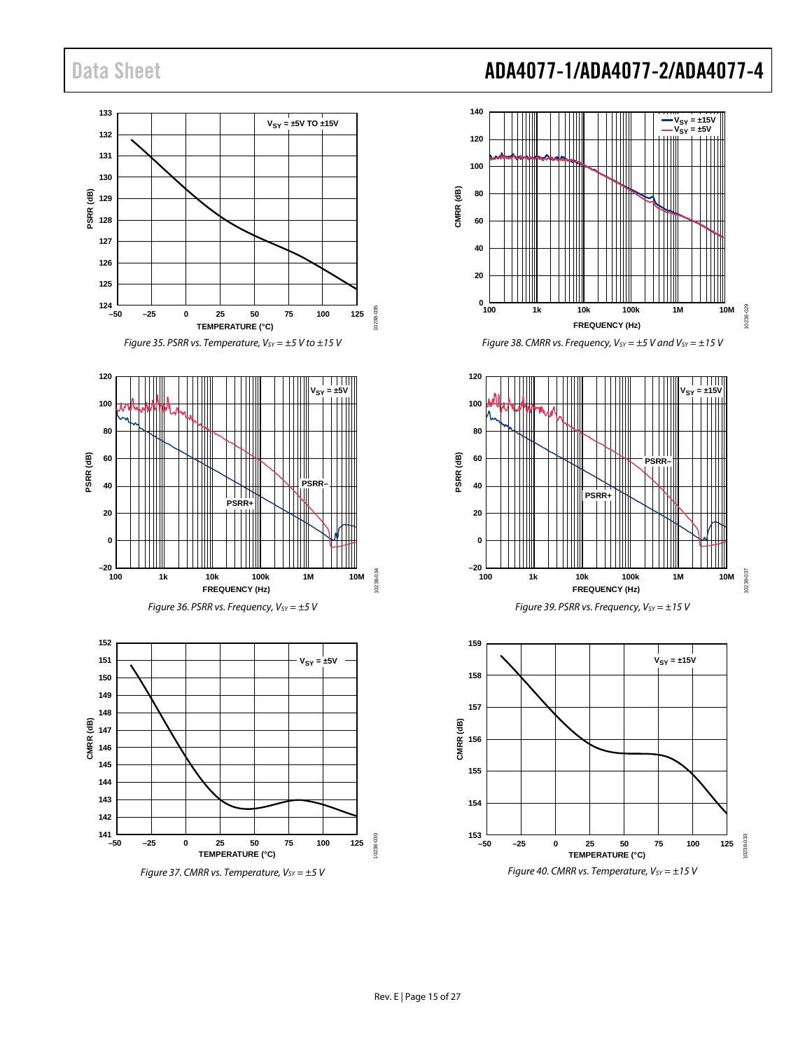Figure 35. PSRR vs. Temperature, $V_{SY}$ = ±5 V to ±15 V

Figure 36. PSRR vs. Frequency, $V_{SY}$ = ±5 V

Figure 37. CMRR vs. Temperature, $V_{SY}$ = ±5 V

Figure 38. CMRR vs. Frequency, $V_{SY}$ = ±5 V and $V_{SY}$ = ±15 V

Figure 39. PSRR vs. Frequency, $V_{SY}$ = ±15 V

Figure 40. CMRR vs. Temperature, $V_{SY}$ = ±15 V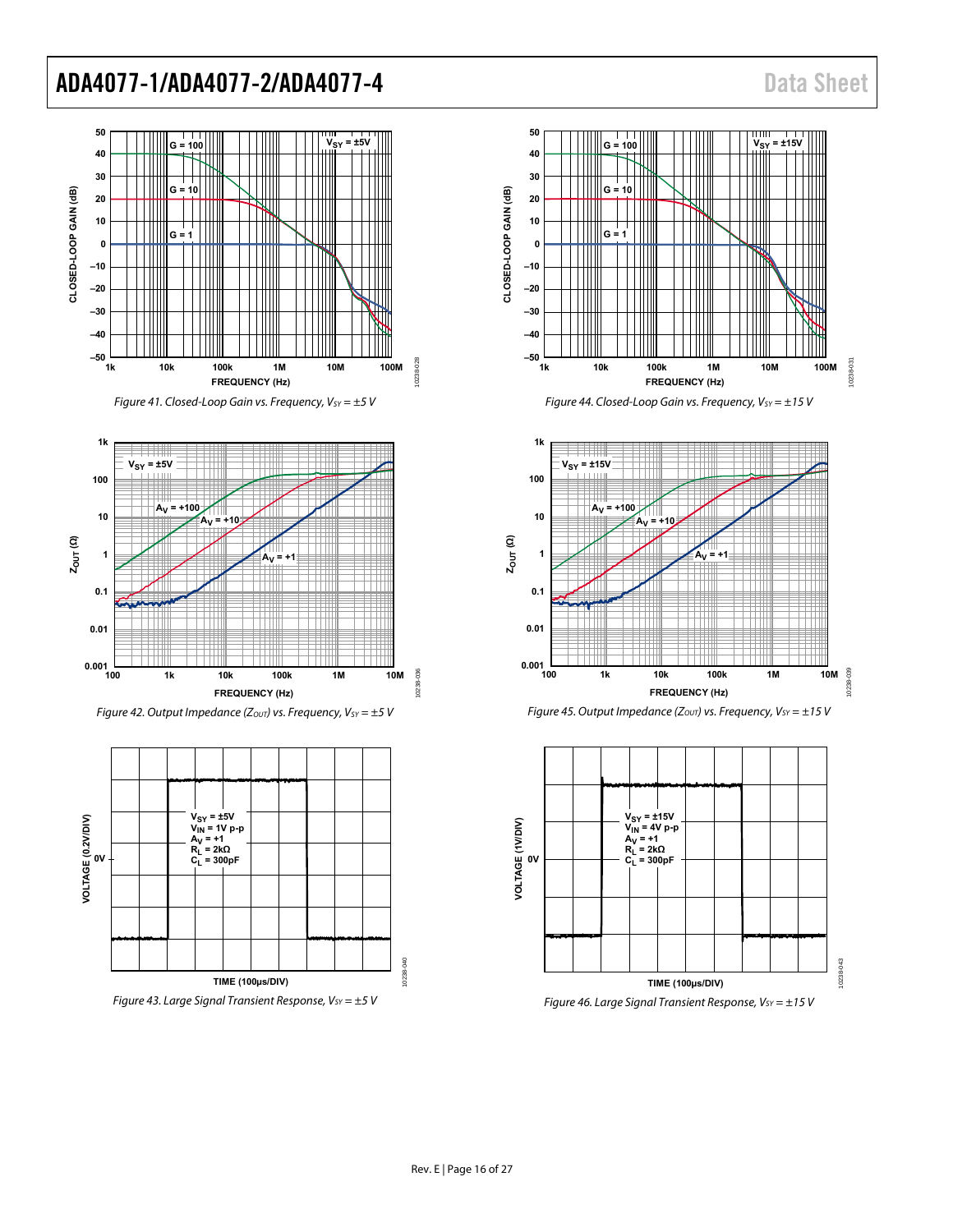Figure 41. Closed-Loop Gain vs. Frequency, $V_{SY}$ = ±5 V

Figure 42. Output Impedance ($Z_{OUT}$) vs. Frequency, $V_{SY}$ = ±5 V

Figure 43. Large Signal Transient Response, $V_{SY}$ = ±5 V

Figure 44. Closed-Loop Gain vs. Frequency, $V_{SY}$ = ±15 V

Figure 45. Output Impedance ($Z_{OUT}$) vs. Frequency, $V_{SY}$ = ±15 V

Figure 46. Large Signal Transient Response, $V_{SY}$ = ±15 V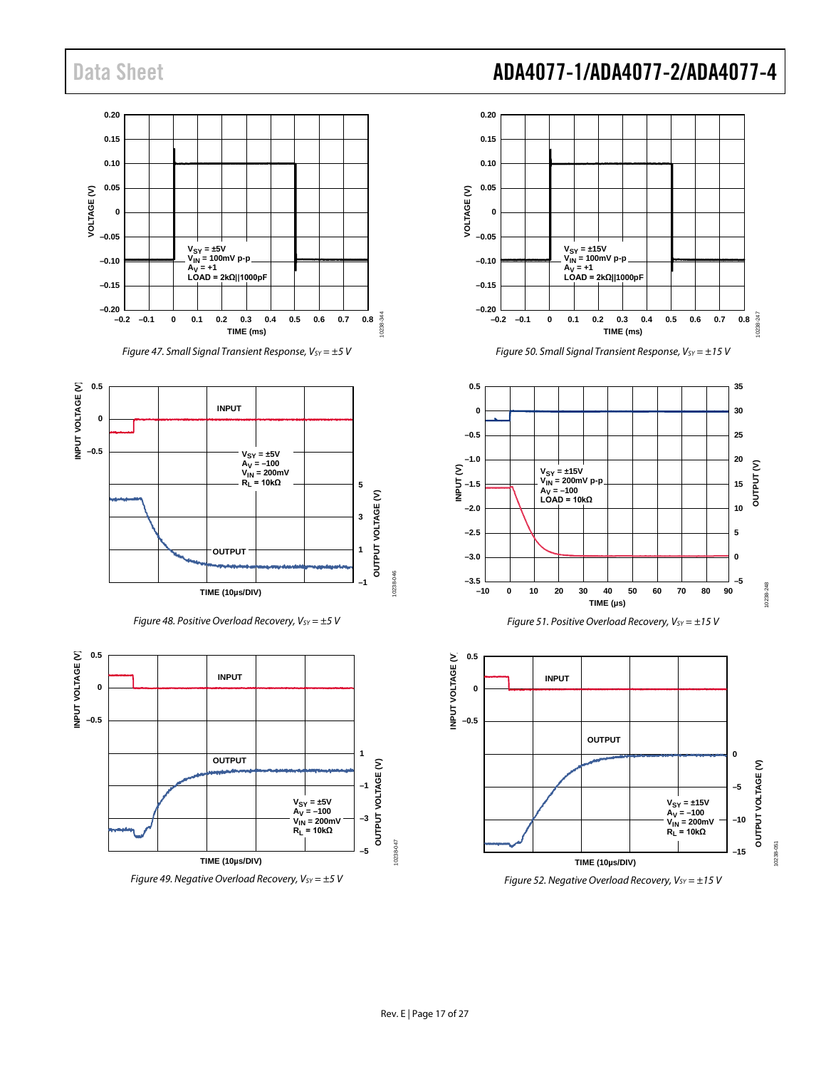Figure 47. Small Signal Transient Response, $V_{SY} = \pm5$ V

Figure 48. Positive Overload Recovery, $V_{SY} = \pm5$ V

Figure 49. Negative Overload Recovery, $V_{SY} = \pm5$ V

Figure 50. Small Signal Transient Response, $V_{SY} = \pm15$ V

Figure 51. Positive Overload Recovery, $V_{SY} = \pm15$ V

Figure 52. Negative Overload Recovery, $V_{SY} = \pm15$ V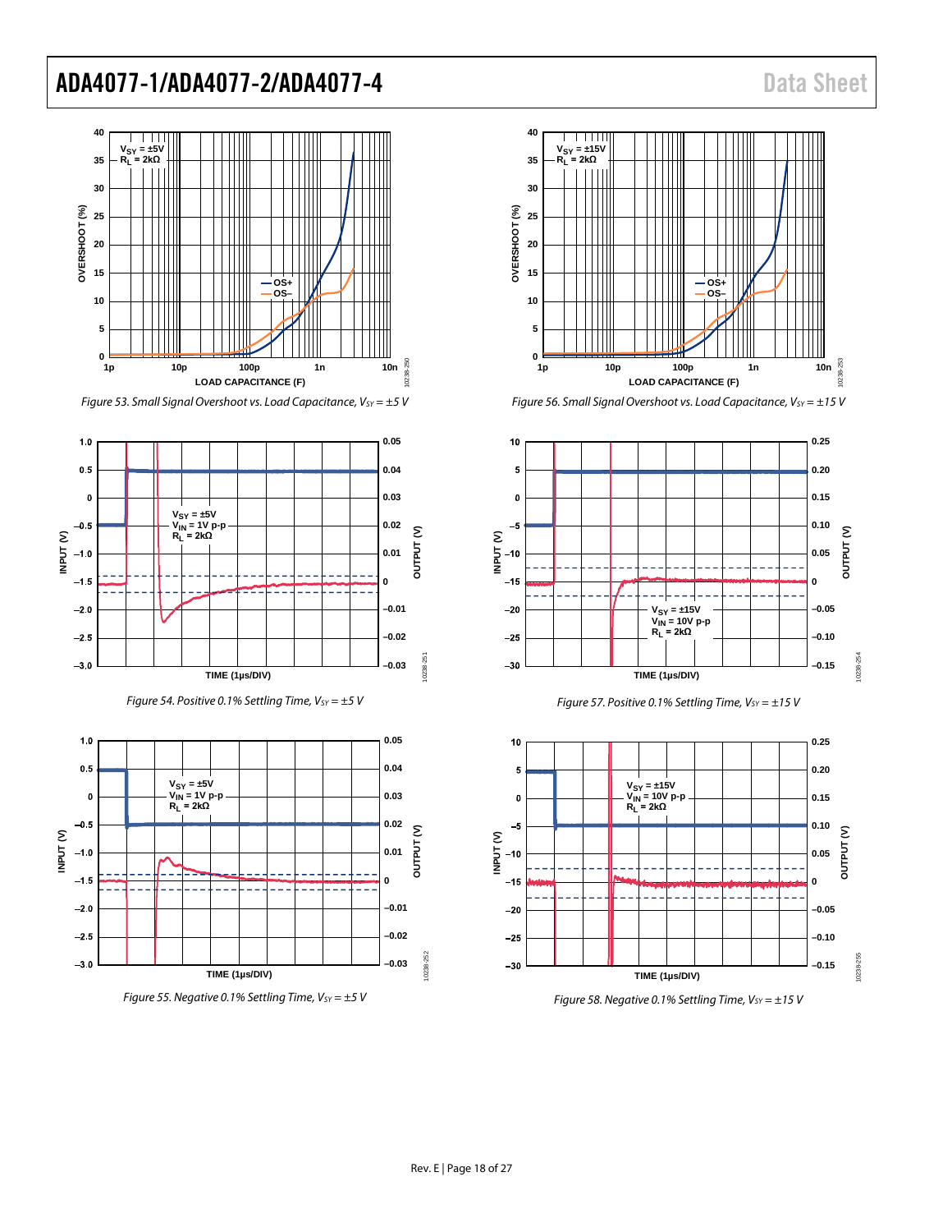Figure 53. Small Signal Overshoot vs. Load Capacitance, $V_{SY} = \pm5$ V

Figure 56. Small Signal Overshoot vs. Load Capacitance, $V_{SY} = \pm15$ V

Figure 54. Positive 0.1% Settling Time, $V_{SY} = \pm5$ V

Figure 57. Positive 0.1% Settling Time, $V_{SY} = \pm15$ V

Figure 55. Negative 0.1% Settling Time, $V_{SY} = \pm5$ V

Figure 58. Negative 0.1% Settling Time, $V_{SY} = \pm15$ V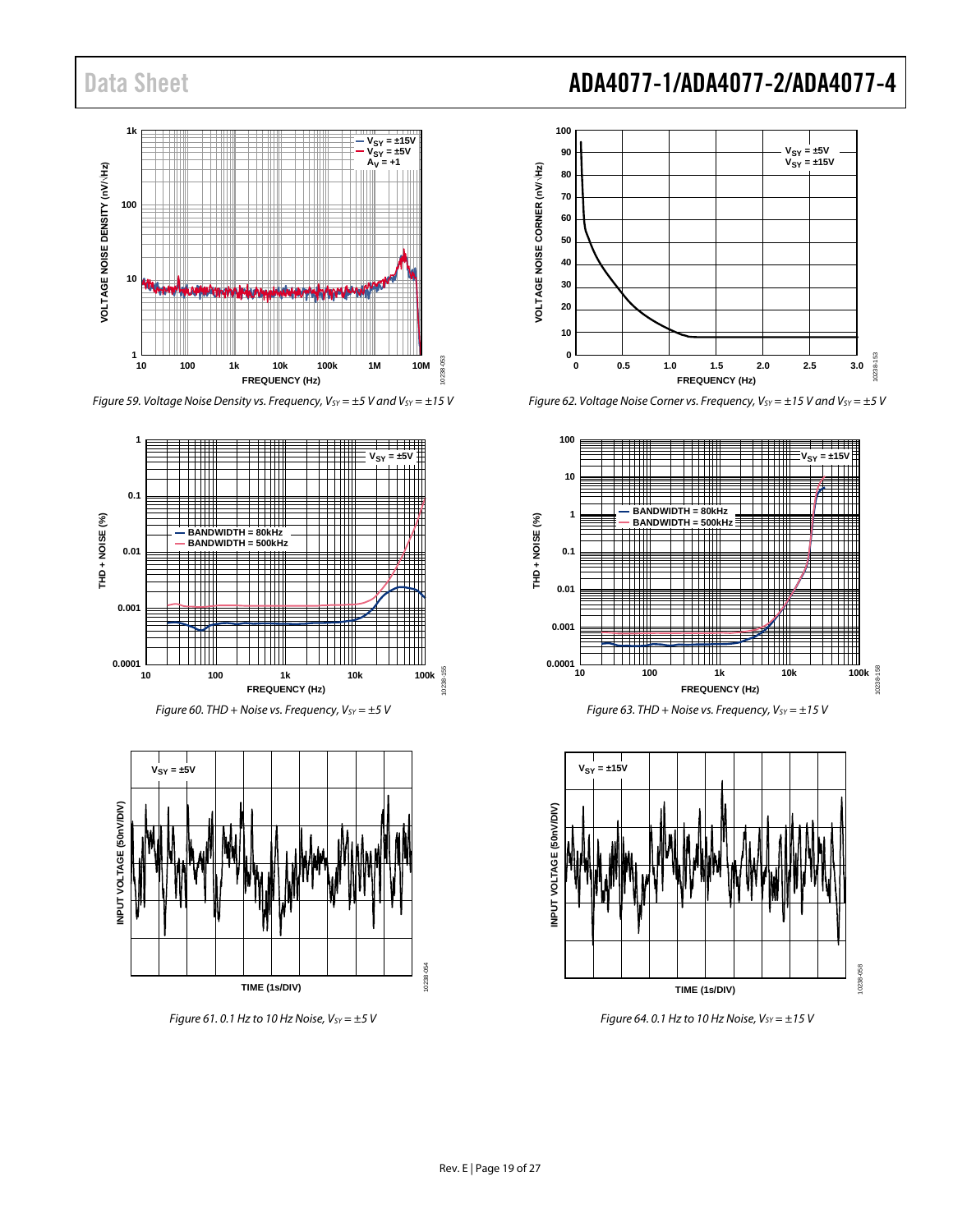Figure 59. Voltage Noise Density vs. Frequency, $V_{SY}$ = ±5 V and $V_{SY}$ = ±15 V

Figure 60. THD + Noise vs. Frequency, $V_{SY}$ = ±5 V

Figure 61. 0.1 Hz to 10 Hz Noise, $V_{SY}$ = ±5 V

Figure 62. Voltage Noise Corner vs. Frequency, $V_{SY}$ = ±15 V and $V_{SY}$ = ±5 V

Figure 63. THD + Noise vs. Frequency, $V_{SY}$ = ±15 V

Figure 64. 0.1 Hz to 10 Hz Noise, $V_{SY}$ = ±15 V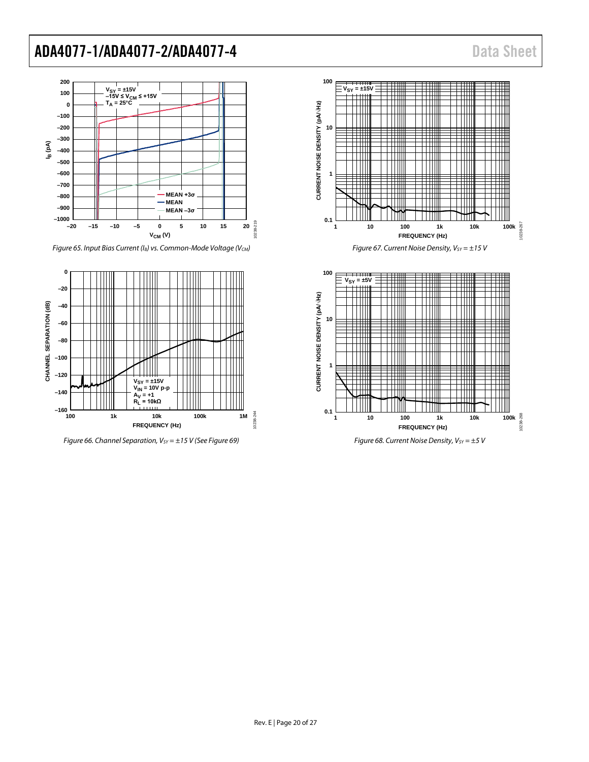Figure 65. Input Bias Current ($I_B$) vs. Common-Mode Voltage ($V_{CM}$)

Figure 66. Channel Separation, $V_{SY}$ = ±15 V (See Figure 69)

Figure 67. Current Noise Density, $V_{SY}$ = ±15 V

Figure 68. Current Noise Density, $V_{SY}$ = ±5 V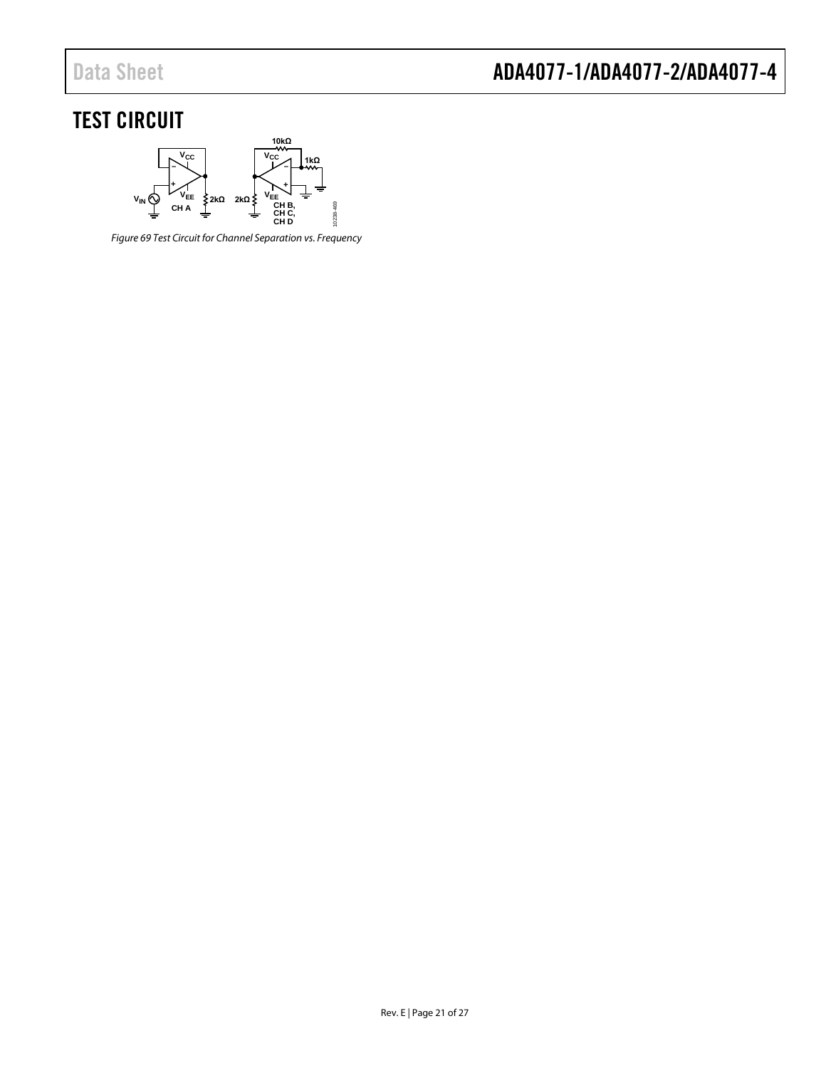## TEST CIRCUIT

*Figure 69 Test Circuit for Channel Separation vs. Frequency*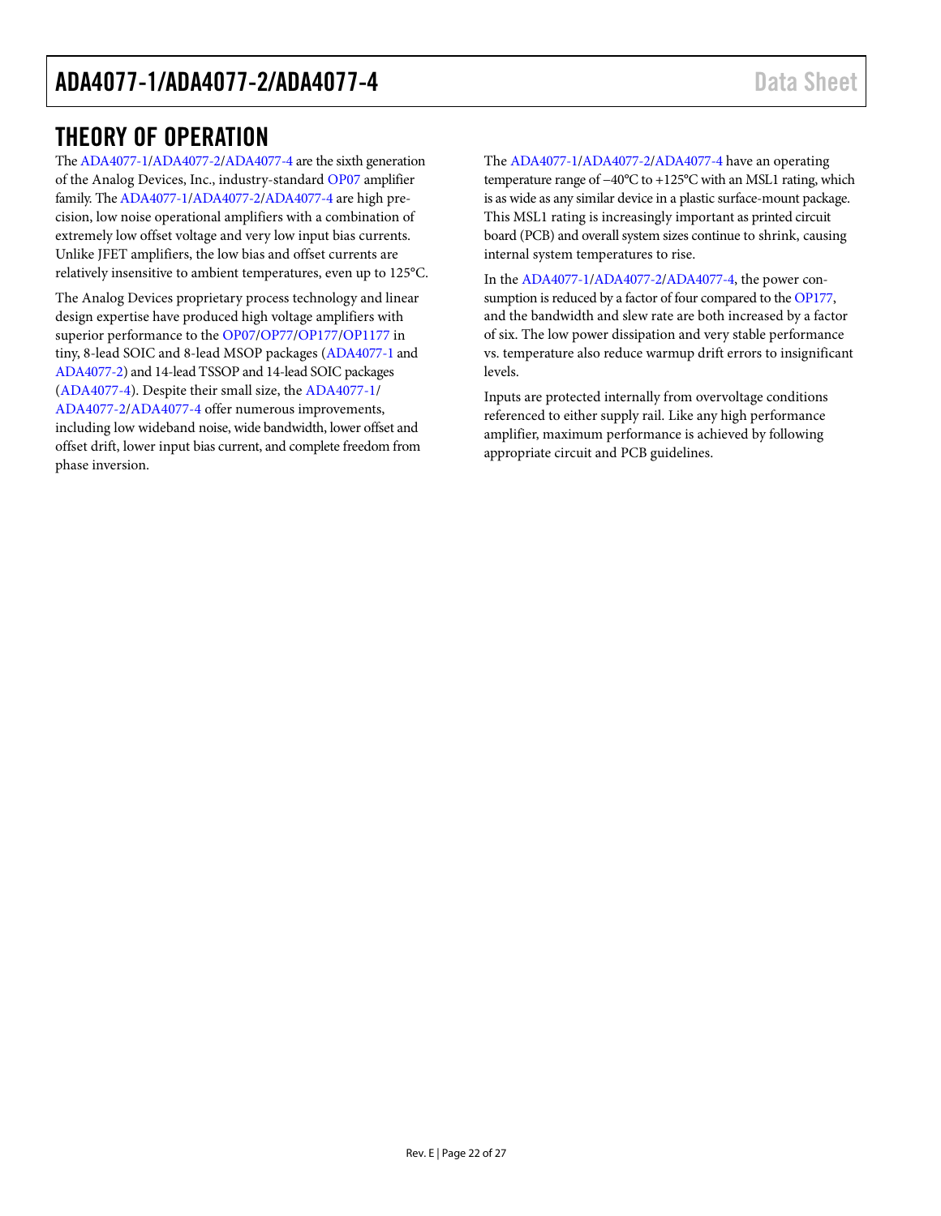# THEORY OF OPERATION

The ADA4077-1/ADA4077-2/ADA4077-4 are the sixth generation of the Analog Devices, Inc., industry-standard OP07 amplifier family. The ADA4077-1/ADA4077-2/ADA4077-4 are high precision, low noise operational amplifiers with a combination of extremely low offset voltage and very low input bias currents. Unlike JFET amplifiers, the low bias and offset currents are relatively insensitive to ambient temperatures, even up to 125°C.

The Analog Devices proprietary process technology and linear design expertise have produced high voltage amplifiers with superior performance to the OP07/OP77/OP177/OP1177 in tiny, 8-lead SOIC and 8-lead MSOP packages (ADA4077-1 and ADA4077-2) and 14-lead TSSOP and 14-lead SOIC packages (ADA4077-4). Despite their small size, the ADA4077-1/ADA4077-2/ADA4077-4 offer numerous improvements, including low wideband noise, wide bandwidth, lower offset and offset drift, lower input bias current, and complete freedom from phase inversion.

The ADA4077-1/ADA4077-2/ADA4077-4 have an operating temperature range of −40°C to +125°C with an MSL1 rating, which is as wide as any similar device in a plastic surface-mount package. This MSL1 rating is increasingly important as printed circuit board (PCB) and overall system sizes continue to shrink, causing internal system temperatures to rise.

In the ADA4077-1/ADA4077-2/ADA4077-4, the power consumption is reduced by a factor of four compared to the OP177, and the bandwidth and slew rate are both increased by a factor of six. The low power dissipation and very stable performance vs. temperature also reduce warmup drift errors to insignificant levels.

Inputs are protected internally from overvoltage conditions referenced to either supply rail. Like any high performance amplifier, maximum performance is achieved by following appropriate circuit and PCB guidelines.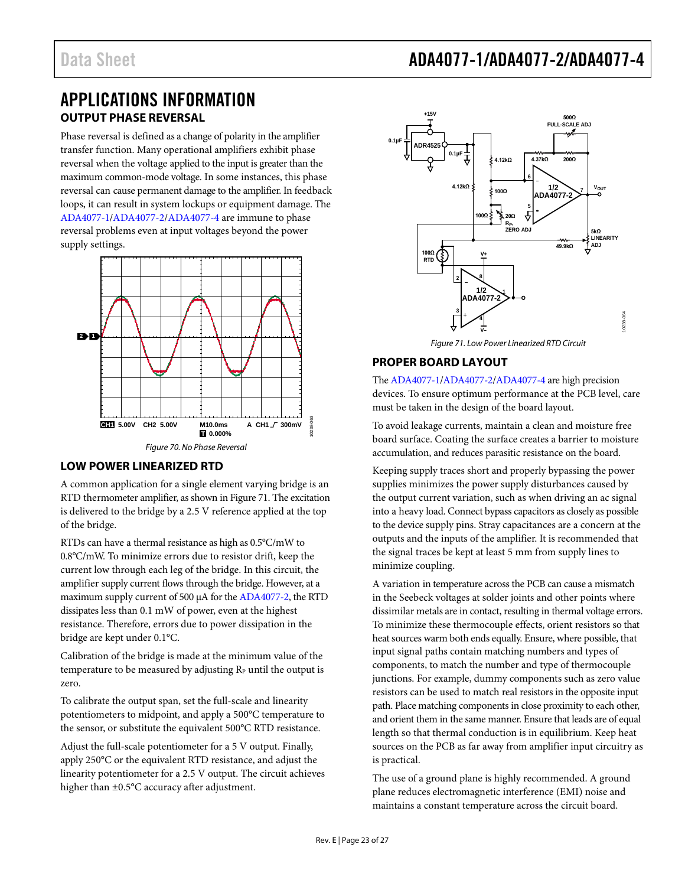# APPLICATIONS INFORMATION

## OUTPUT PHASE REVERSAL

Phase reversal is defined as a change of polarity in the amplifier transfer function. Many operational amplifiers exhibit phase reversal when the voltage applied to the input is greater than the maximum common-mode voltage. In some instances, this phase reversal can cause permanent damage to the amplifier. In feedback loops, it can result in system lockups or equipment damage. The ADA4077-1/ADA4077-2/ADA4077-4 are immune to phase reversal problems even at input voltages beyond the power supply settings.

*Figure 70. No Phase Reversal*

## LOW POWER LINEARIZED RTD

A common application for a single element varying bridge is an RTD thermometer amplifier, as shown in Figure 71. The excitation is delivered to the bridge by a 2.5 V reference applied at the top of the bridge.

RTDs can have a thermal resistance as high as 0.5°C/mW to 0.8°C/mW. To minimize errors due to resistor drift, keep the current low through each leg of the bridge. In this circuit, the amplifier supply current flows through the bridge. However, at a maximum supply current of 500 µA for the ADA4077-2, the RTD dissipates less than 0.1 mW of power, even at the highest resistance. Therefore, errors due to power dissipation in the bridge are kept under 0.1°C.

Calibration of the bridge is made at the minimum value of the temperature to be measured by adjusting $R_P$ until the output is zero.

To calibrate the output span, set the full-scale and linearity potentiometers to midpoint, and apply a 500°C temperature to the sensor, or substitute the equivalent 500°C RTD resistance.

Adjust the full-scale potentiometer for a 5 V output. Finally, apply 250°C or the equivalent RTD resistance, and adjust the linearity potentiometer for a 2.5 V output. The circuit achieves higher than ±0.5°C accuracy after adjustment.

*Figure 71. Low Power Linearized RTD Circuit*

## PROPER BOARD LAYOUT

The ADA4077-1/ADA4077-2/ADA4077-4 are high precision devices. To ensure optimum performance at the PCB level, care must be taken in the design of the board layout.

To avoid leakage currents, maintain a clean and moisture free board surface. Coating the surface creates a barrier to moisture accumulation, and reduces parasitic resistance on the board.

Keeping supply traces short and properly bypassing the power supplies minimizes the power supply disturbances caused by the output current variation, such as when driving an ac signal into a heavy load. Connect bypass capacitors as closely as possible to the device supply pins. Stray capacitances are a concern at the outputs and the inputs of the amplifier. It is recommended that the signal traces be kept at least 5 mm from supply lines to minimize coupling.

A variation in temperature across the PCB can cause a mismatch in the Seebeck voltages at solder joints and other points where dissimilar metals are in contact, resulting in thermal voltage errors. To minimize these thermocouple effects, orient resistors so that heat sources warm both ends equally. Ensure, where possible, that input signal paths contain matching numbers and types of components, to match the number and type of thermocouple junctions. For example, dummy components such as zero value resistors can be used to match real resistors in the opposite input path. Place matching components in close proximity to each other, and orient them in the same manner. Ensure that leads are of equal length so that thermal conduction is in equilibrium. Keep heat sources on the PCB as far away from amplifier input circuitry as is practical.

The use of a ground plane is highly recommended. A ground plane reduces electromagnetic interference (EMI) noise and maintains a constant temperature across the circuit board.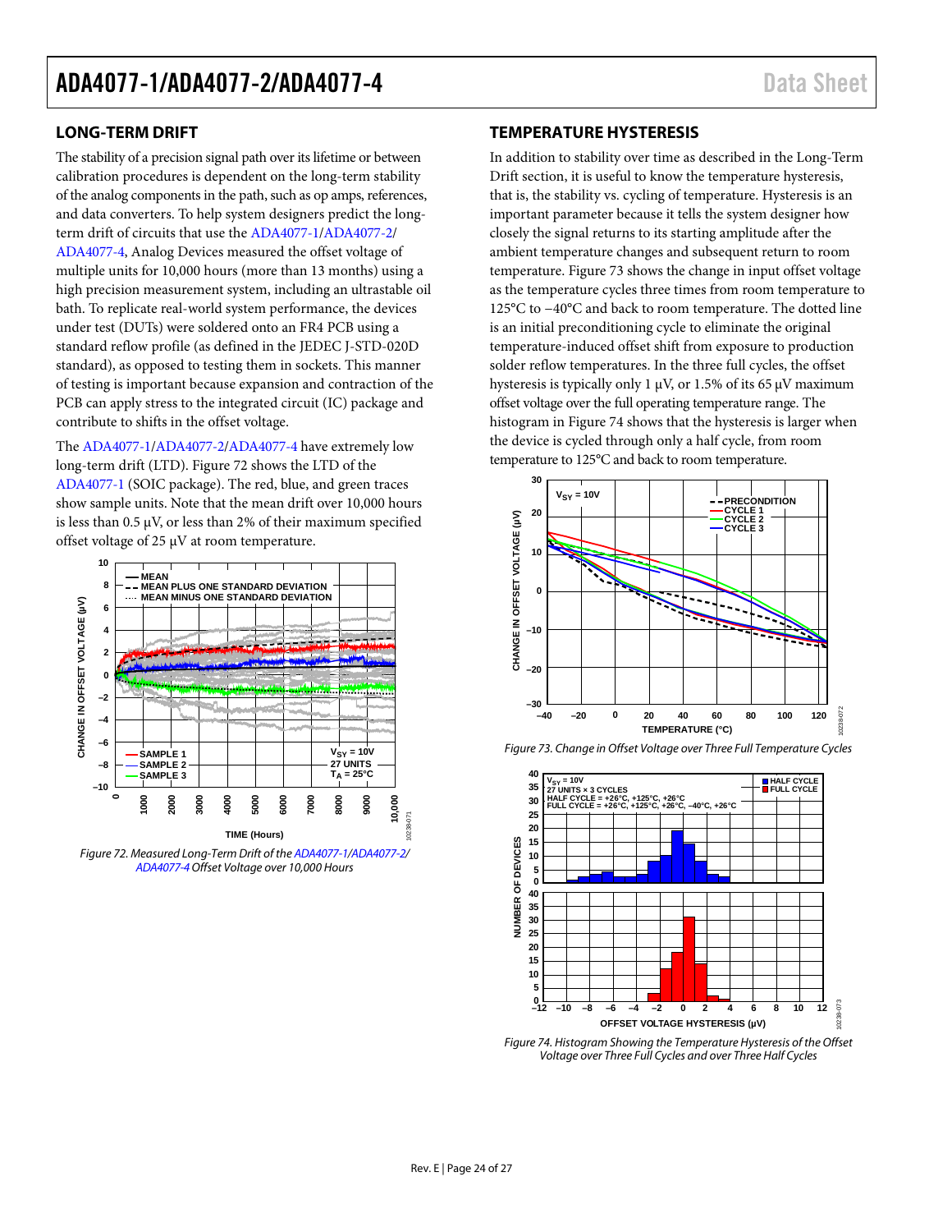## LONG-TERM DRIFT

The stability of a precision signal path over its lifetime or between calibration procedures is dependent on the long-term stability of the analog components in the path, such as op amps, references, and data converters. To help system designers predict the long-term drift of circuits that use the ADA4077-1/ADA4077-2/ADA4077-4, Analog Devices measured the offset voltage of multiple units for 10,000 hours (more than 13 months) using a high precision measurement system, including an ultrastable oil bath. To replicate real-world system performance, the devices under test (DUTs) were soldered onto an FR4 PCB using a standard reflow profile (as defined in the JEDEC J-STD-020D standard), as opposed to testing them in sockets. This manner of testing is important because expansion and contraction of the PCB can apply stress to the integrated circuit (IC) package and contribute to shifts in the offset voltage.

The ADA4077-1/ADA4077-2/ADA4077-4 have extremely low long-term drift (LTD). Figure 72 shows the LTD of the ADA4077-1 (SOIC package). The red, blue, and green traces show sample units. Note that the mean drift over 10,000 hours is less than 0.5 µV, or less than 2% of their maximum specified offset voltage of 25 µV at room temperature.

*Figure 72. Measured Long-Term Drift of the ADA4077-1/ADA4077-2/ADA4077-4 Offset Voltage over 10,000 Hours*

## TEMPERATURE HYSTERESIS

In addition to stability over time as described in the Long-Term Drift section, it is useful to know the temperature hysteresis, that is, the stability vs. cycling of temperature. Hysteresis is an important parameter because it tells the system designer how closely the signal returns to its starting amplitude after the ambient temperature changes and subsequent return to room temperature. Figure 73 shows the change in input offset voltage as the temperature cycles three times from room temperature to 125°C to −40°C and back to room temperature. The dotted line is an initial preconditioning cycle to eliminate the original temperature-induced offset shift from exposure to production solder reflow temperatures. In the three full cycles, the offset hysteresis is typically only 1 µV, or 1.5% of its 65 µV maximum offset voltage over the full operating temperature range. The histogram in Figure 74 shows that the hysteresis is larger when the device is cycled through only a half cycle, from room temperature to 125°C and back to room temperature.

*Figure 73. Change in Offset Voltage over Three Full Temperature Cycles*

*Figure 74. Histogram Showing the Temperature Hysteresis of the Offset Voltage over Three Full Cycles and over Three Half Cycles*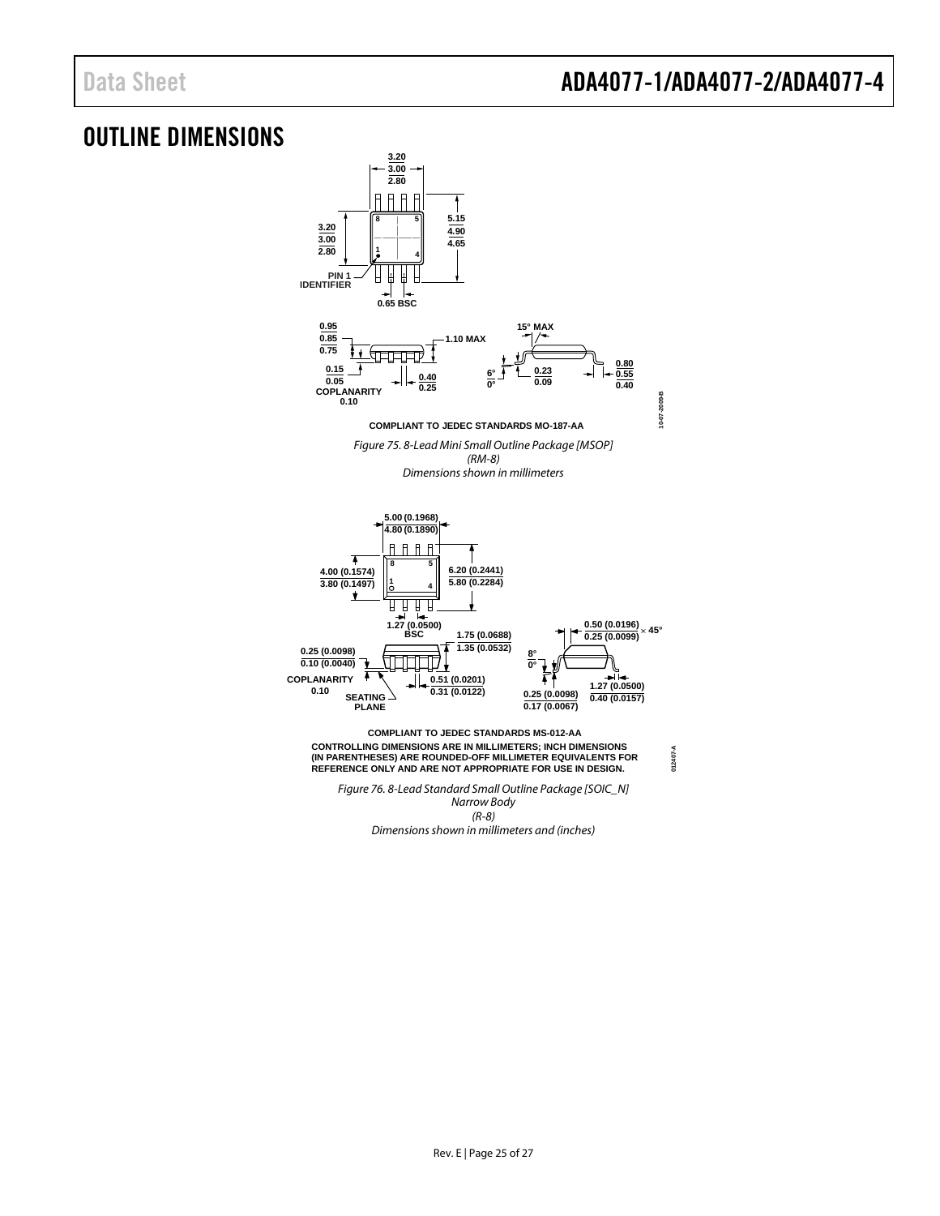# OUTLINE DIMENSIONS

3.20
3.00
2.80

3.20
3.00
2.80

5.15
4.90
4.65

PIN 1 IDENTIFIER

0.65 BSC

0.95
0.85
0.75

1.10 MAX

15° MAX

0.15
0.05

COPLANARITY
0.10

0.40
0.25

6°
0°

0.23
0.09

0.80
0.55
0.40

10-07-2009-B

COMPLIANT TO JEDEC STANDARDS MO-187-AA

*Figure 75. 8-Lead Mini Small Outline Package [MSOP] (RM-8) Dimensions shown in millimeters*

5.00 (0.1968)
4.80 (0.1890)

4.00 (0.1574)
3.80 (0.1497)

6.20 (0.2441)
5.80 (0.2284)

1.27 (0.0500) BSC

1.75 (0.0688)
1.35 (0.0532)

0.50 (0.0196)
0.25 (0.0099) × 45°

0.25 (0.0098)
0.10 (0.0040)

8°
0°

COPLANARITY
0.10

SEATING PLANE

0.51 (0.0201)
0.31 (0.0122)

0.25 (0.0098)
0.17 (0.0067)

1.27 (0.0500)
0.40 (0.0157)

COMPLIANT TO JEDEC STANDARDS MS-012-AA

CONTROLLING DIMENSIONS ARE IN MILLIMETERS; INCH DIMENSIONS (IN PARENTHESES) ARE ROUNDED-OFF MILLIMETER EQUIVALENTS FOR REFERENCE ONLY AND ARE NOT APPROPRIATE FOR USE IN DESIGN.

012407-A

*Figure 76. 8-Lead Standard Small Outline Package [SOIC_N] Narrow Body (R-8) Dimensions shown in millimeters and (inches)*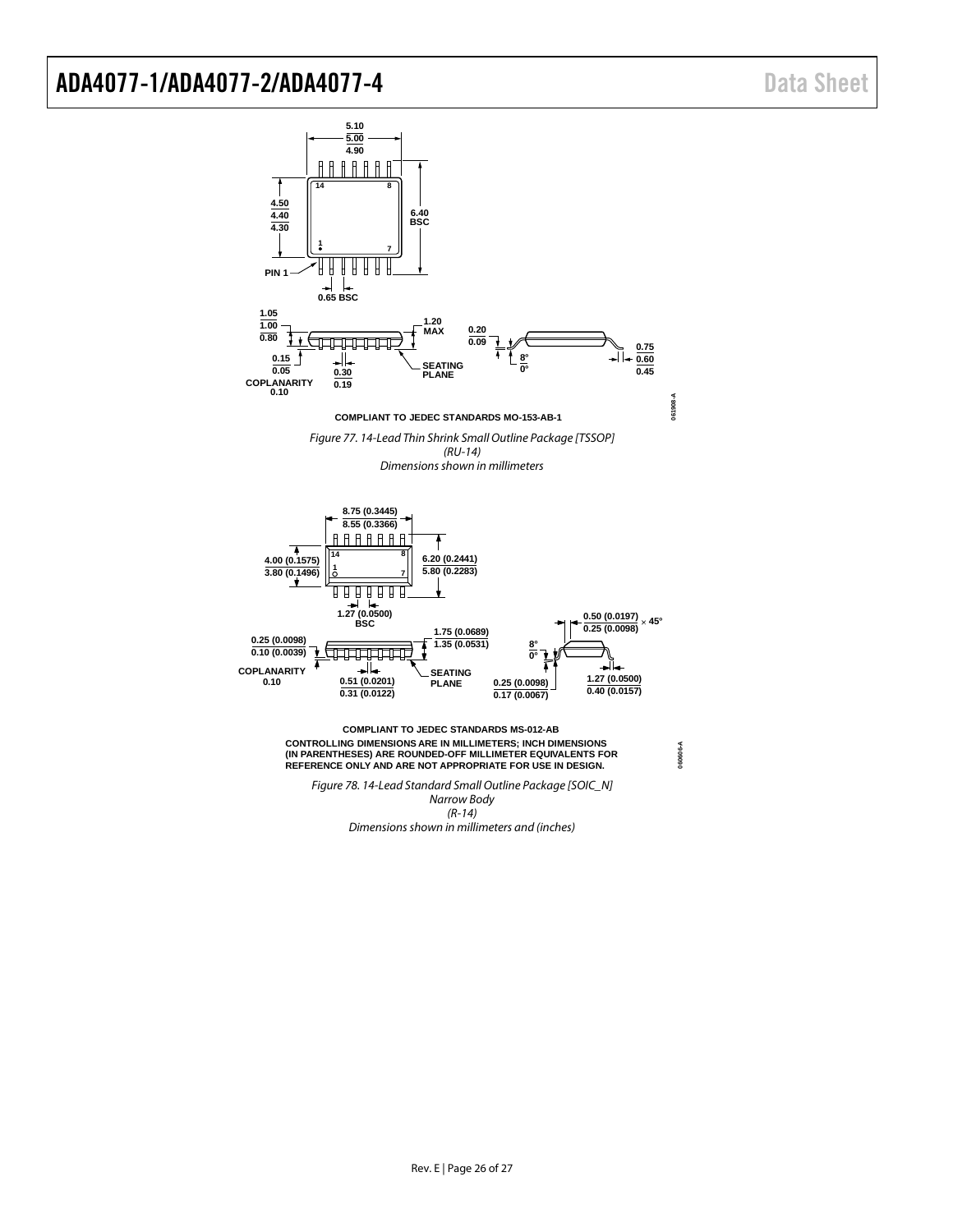COMPLIANT TO JEDEC STANDARDS MO-153-AB-1

*Figure 77. 14-Lead Thin Shrink Small Outline Package [TSSOP] (RU-14) Dimensions shown in millimeters*

COMPLIANT TO JEDEC STANDARDS MS-012-AB

CONTROLLING DIMENSIONS ARE IN MILLIMETERS; INCH DIMENSIONS (IN PARENTHESES) ARE ROUNDED-OFF MILLIMETER EQUIVALENTS FOR REFERENCE ONLY AND ARE NOT APPROPRIATE FOR USE IN DESIGN.

*Figure 78. 14-Lead Standard Small Outline Package [SOIC_N] Narrow Body (R-14) Dimensions shown in millimeters and (inches)*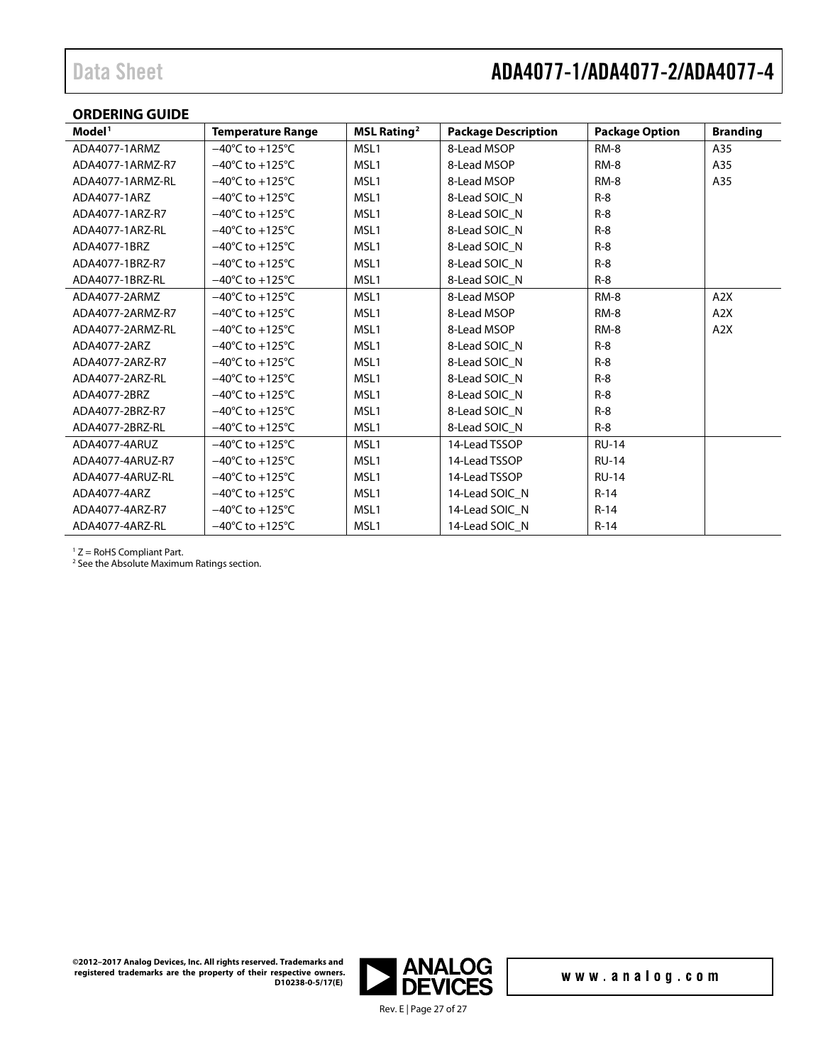## ORDERING GUIDE

| Model[1] | Temperature Range | MSL Rating[2] | Package Description | Package Option | Branding |
|---|---|---|---|---|---|
| ADA4077-1ARMZ | −40°C to +125°C | MSL1 | 8-Lead MSOP | RM-8 | A35 |
| ADA4077-1ARMZ-R7 | −40°C to +125°C | MSL1 | 8-Lead MSOP | RM-8 | A35 |
| ADA4077-1ARMZ-RL | −40°C to +125°C | MSL1 | 8-Lead MSOP | RM-8 | A35 |
| ADA4077-1ARZ | −40°C to +125°C | MSL1 | 8-Lead SOIC_N | R-8 | |
| ADA4077-1ARZ-R7 | −40°C to +125°C | MSL1 | 8-Lead SOIC_N | R-8 | |
| ADA4077-1ARZ-RL | −40°C to +125°C | MSL1 | 8-Lead SOIC_N | R-8 | |
| ADA4077-1BRZ | −40°C to +125°C | MSL1 | 8-Lead SOIC_N | R-8 | |
| ADA4077-1BRZ-R7 | −40°C to +125°C | MSL1 | 8-Lead SOIC_N | R-8 | |
| ADA4077-1BRZ-RL | −40°C to +125°C | MSL1 | 8-Lead SOIC_N | R-8 | |
| ADA4077-2ARMZ | −40°C to +125°C | MSL1 | 8-Lead MSOP | RM-8 | A2X |
| ADA4077-2ARMZ-R7 | −40°C to +125°C | MSL1 | 8-Lead MSOP | RM-8 | A2X |
| ADA4077-2ARMZ-RL | −40°C to +125°C | MSL1 | 8-Lead MSOP | RM-8 | A2X |
| ADA4077-2ARZ | −40°C to +125°C | MSL1 | 8-Lead SOIC_N | R-8 | |
| ADA4077-2ARZ-R7 | −40°C to +125°C | MSL1 | 8-Lead SOIC_N | R-8 | |
| ADA4077-2ARZ-RL | −40°C to +125°C | MSL1 | 8-Lead SOIC_N | R-8 | |
| ADA4077-2BRZ | −40°C to +125°C | MSL1 | 8-Lead SOIC_N | R-8 | |
| ADA4077-2BRZ-R7 | −40°C to +125°C | MSL1 | 8-Lead SOIC_N | R-8 | |
| ADA4077-2BRZ-RL | −40°C to +125°C | MSL1 | 8-Lead SOIC_N | R-8 | |
| ADA4077-4ARUZ | −40°C to +125°C | MSL1 | 14-Lead TSSOP | RU-14 | |
| ADA4077-4ARUZ-R7 | −40°C to +125°C | MSL1 | 14-Lead TSSOP | RU-14 | |
| ADA4077-4ARUZ-RL | −40°C to +125°C | MSL1 | 14-Lead TSSOP | RU-14 | |
| ADA4077-4ARZ | −40°C to +125°C | MSL1 | 14-Lead SOIC_N | R-14 | |
| ADA4077-4ARZ-R7 | −40°C to +125°C | MSL1 | 14-Lead SOIC_N | R-14 | |
| ADA4077-4ARZ-RL | −40°C to +125°C | MSL1 | 14-Lead SOIC_N | R-14 | |

[1] Z = RoHS Compliant Part.
[2] See the Absolute Maximum Ratings section.

©2012–2017 Analog Devices, Inc. All rights reserved. Trademarks and registered trademarks are the property of their respective owners. D10238-0-5/17(E)